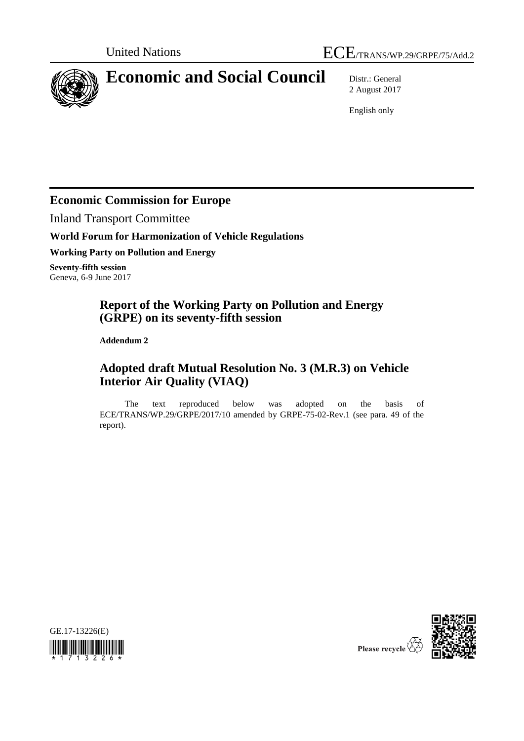United Nations

ECE/TRANS/WP.29/GRPE/75/Add.2

# Economic and Social Council

Distr.: General
2 August 2017

English only

## Economic Commission for Europe

Inland Transport Committee

**World Forum for Harmonization of Vehicle Regulations**

**Working Party on Pollution and Energy**

**Seventy-fifth session**
Geneva, 6-9 June 2017

# Report of the Working Party on Pollution and Energy (GRPE) on its seventy-fifth session

**Addendum 2**

# Adopted draft Mutual Resolution No. 3 (M.R.3) on Vehicle Interior Air Quality (VIAQ)

The text reproduced below was adopted on the basis of ECE/TRANS/WP.29/GRPE/2017/10 amended by GRPE-75-02-Rev.1 (see para. 49 of the report).

GE.17-13226(E)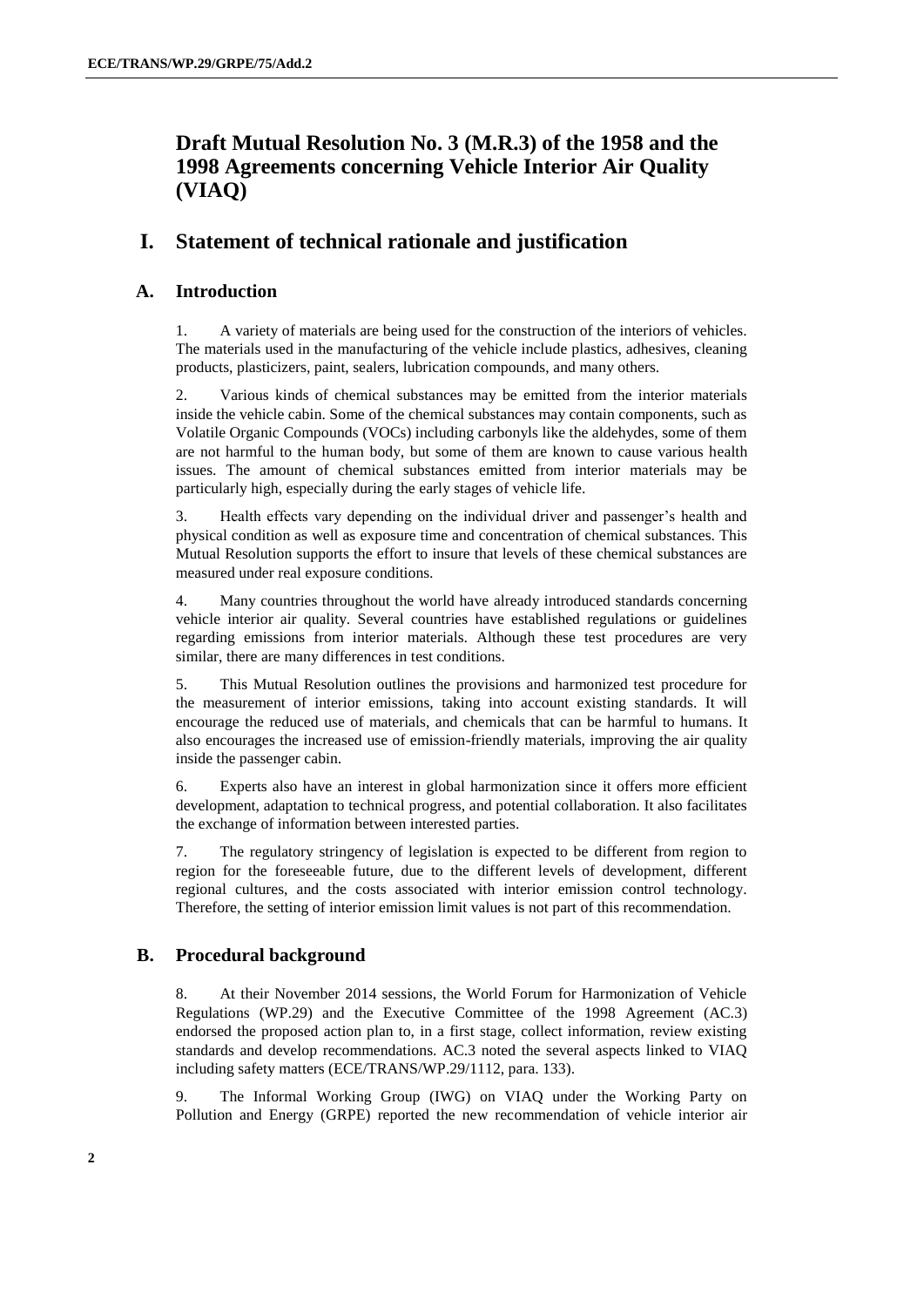# Draft Mutual Resolution No. 3 (M.R.3) of the 1958 and the 1998 Agreements concerning Vehicle Interior Air Quality (VIAQ)

## I. Statement of technical rationale and justification

### A. Introduction

1. A variety of materials are being used for the construction of the interiors of vehicles. The materials used in the manufacturing of the vehicle include plastics, adhesives, cleaning products, plasticizers, paint, sealers, lubrication compounds, and many others.

2. Various kinds of chemical substances may be emitted from the interior materials inside the vehicle cabin. Some of the chemical substances may contain components, such as Volatile Organic Compounds (VOCs) including carbonyls like the aldehydes, some of them are not harmful to the human body, but some of them are known to cause various health issues. The amount of chemical substances emitted from interior materials may be particularly high, especially during the early stages of vehicle life.

3. Health effects vary depending on the individual driver and passenger's health and physical condition as well as exposure time and concentration of chemical substances. This Mutual Resolution supports the effort to insure that levels of these chemical substances are measured under real exposure conditions.

4. Many countries throughout the world have already introduced standards concerning vehicle interior air quality. Several countries have established regulations or guidelines regarding emissions from interior materials. Although these test procedures are very similar, there are many differences in test conditions.

5. This Mutual Resolution outlines the provisions and harmonized test procedure for the measurement of interior emissions, taking into account existing standards. It will encourage the reduced use of materials, and chemicals that can be harmful to humans. It also encourages the increased use of emission-friendly materials, improving the air quality inside the passenger cabin.

6. Experts also have an interest in global harmonization since it offers more efficient development, adaptation to technical progress, and potential collaboration. It also facilitates the exchange of information between interested parties.

7. The regulatory stringency of legislation is expected to be different from region to region for the foreseeable future, due to the different levels of development, different regional cultures, and the costs associated with interior emission control technology. Therefore, the setting of interior emission limit values is not part of this recommendation.

### B. Procedural background

8. At their November 2014 sessions, the World Forum for Harmonization of Vehicle Regulations (WP.29) and the Executive Committee of the 1998 Agreement (AC.3) endorsed the proposed action plan to, in a first stage, collect information, review existing standards and develop recommendations. AC.3 noted the several aspects linked to VIAQ including safety matters (ECE/TRANS/WP.29/1112, para. 133).

9. The Informal Working Group (IWG) on VIAQ under the Working Party on Pollution and Energy (GRPE) reported the new recommendation of vehicle interior air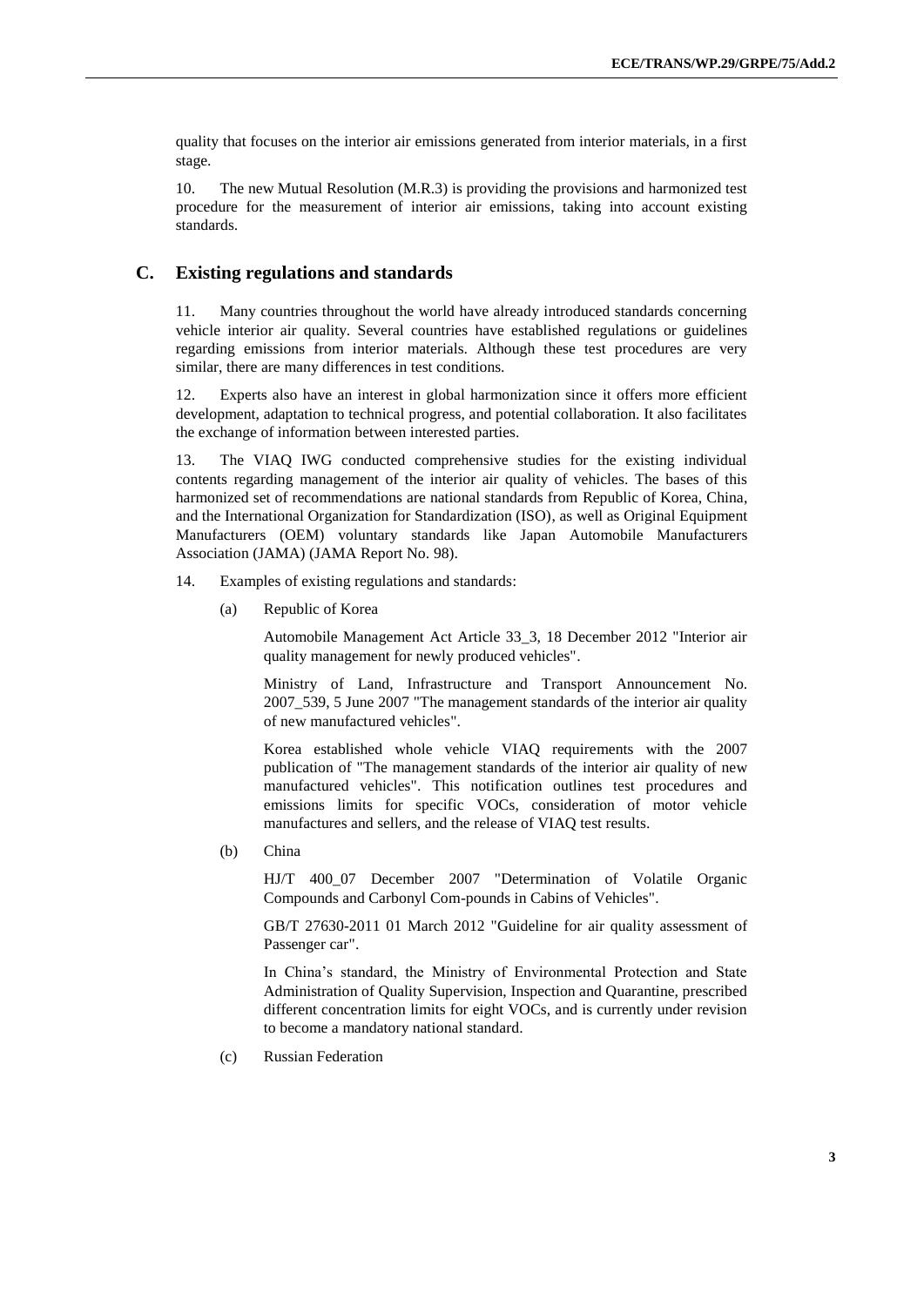quality that focuses on the interior air emissions generated from interior materials, in a first stage.

10. The new Mutual Resolution (M.R.3) is providing the provisions and harmonized test procedure for the measurement of interior air emissions, taking into account existing standards.

## C. Existing regulations and standards

11. Many countries throughout the world have already introduced standards concerning vehicle interior air quality. Several countries have established regulations or guidelines regarding emissions from interior materials. Although these test procedures are very similar, there are many differences in test conditions.

12. Experts also have an interest in global harmonization since it offers more efficient development, adaptation to technical progress, and potential collaboration. It also facilitates the exchange of information between interested parties.

13. The VIAQ IWG conducted comprehensive studies for the existing individual contents regarding management of the interior air quality of vehicles. The bases of this harmonized set of recommendations are national standards from Republic of Korea, China, and the International Organization for Standardization (ISO), as well as Original Equipment Manufacturers (OEM) voluntary standards like Japan Automobile Manufacturers Association (JAMA) (JAMA Report No. 98).

14. Examples of existing regulations and standards:

(a) Republic of Korea

Automobile Management Act Article 33_3, 18 December 2012 "Interior air quality management for newly produced vehicles".

Ministry of Land, Infrastructure and Transport Announcement No. 2007_539, 5 June 2007 "The management standards of the interior air quality of new manufactured vehicles".

Korea established whole vehicle VIAQ requirements with the 2007 publication of "The management standards of the interior air quality of new manufactured vehicles". This notification outlines test procedures and emissions limits for specific VOCs, consideration of motor vehicle manufactures and sellers, and the release of VIAQ test results.

(b) China

HJ/T 400_07 December 2007 "Determination of Volatile Organic Compounds and Carbonyl Com-pounds in Cabins of Vehicles".

GB/T 27630-2011 01 March 2012 "Guideline for air quality assessment of Passenger car".

In China's standard, the Ministry of Environmental Protection and State Administration of Quality Supervision, Inspection and Quarantine, prescribed different concentration limits for eight VOCs, and is currently under revision to become a mandatory national standard.

(c) Russian Federation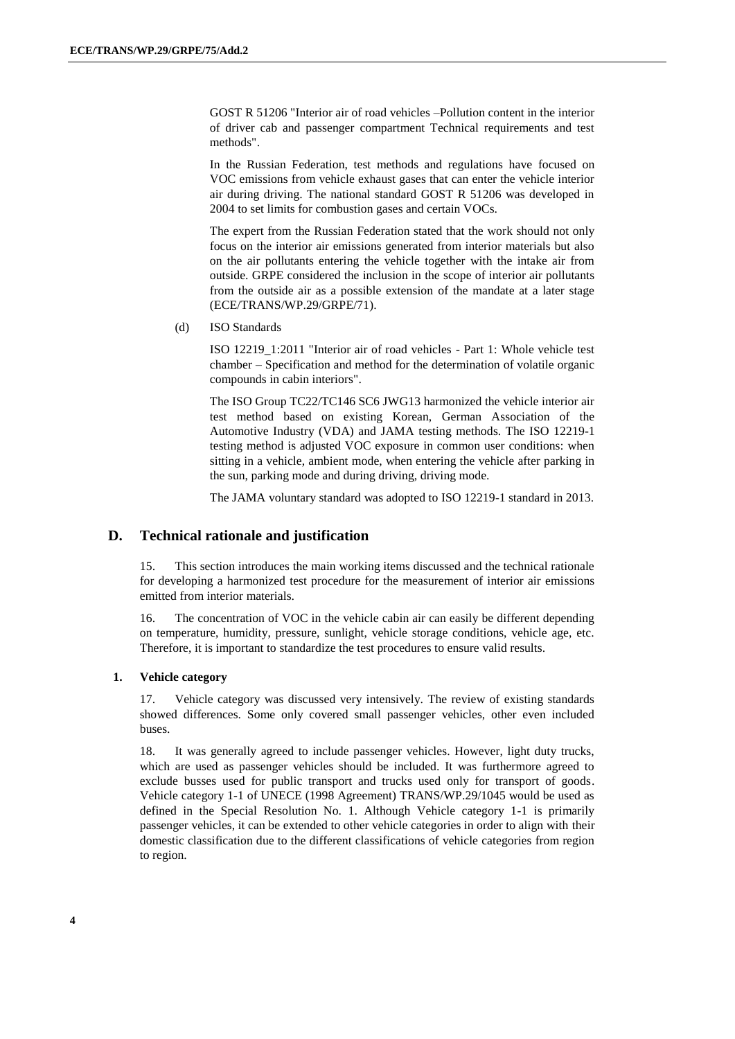GOST R 51206 "Interior air of road vehicles –Pollution content in the interior of driver cab and passenger compartment Technical requirements and test methods".

In the Russian Federation, test methods and regulations have focused on VOC emissions from vehicle exhaust gases that can enter the vehicle interior air during driving. The national standard GOST R 51206 was developed in 2004 to set limits for combustion gases and certain VOCs.

The expert from the Russian Federation stated that the work should not only focus on the interior air emissions generated from interior materials but also on the air pollutants entering the vehicle together with the intake air from outside. GRPE considered the inclusion in the scope of interior air pollutants from the outside air as a possible extension of the mandate at a later stage (ECE/TRANS/WP.29/GRPE/71).

(d) ISO Standards

ISO 12219_1:2011 "Interior air of road vehicles - Part 1: Whole vehicle test chamber – Specification and method for the determination of volatile organic compounds in cabin interiors".

The ISO Group TC22/TC146 SC6 JWG13 harmonized the vehicle interior air test method based on existing Korean, German Association of the Automotive Industry (VDA) and JAMA testing methods. The ISO 12219-1 testing method is adjusted VOC exposure in common user conditions: when sitting in a vehicle, ambient mode, when entering the vehicle after parking in the sun, parking mode and during driving, driving mode.

The JAMA voluntary standard was adopted to ISO 12219-1 standard in 2013.

## D. Technical rationale and justification

15. This section introduces the main working items discussed and the technical rationale for developing a harmonized test procedure for the measurement of interior air emissions emitted from interior materials.

16. The concentration of VOC in the vehicle cabin air can easily be different depending on temperature, humidity, pressure, sunlight, vehicle storage conditions, vehicle age, etc. Therefore, it is important to standardize the test procedures to ensure valid results.

### 1. Vehicle category

17. Vehicle category was discussed very intensively. The review of existing standards showed differences. Some only covered small passenger vehicles, other even included buses.

18. It was generally agreed to include passenger vehicles. However, light duty trucks, which are used as passenger vehicles should be included. It was furthermore agreed to exclude busses used for public transport and trucks used only for transport of goods. Vehicle category 1-1 of UNECE (1998 Agreement) TRANS/WP.29/1045 would be used as defined in the Special Resolution No. 1. Although Vehicle category 1-1 is primarily passenger vehicles, it can be extended to other vehicle categories in order to align with their domestic classification due to the different classifications of vehicle categories from region to region.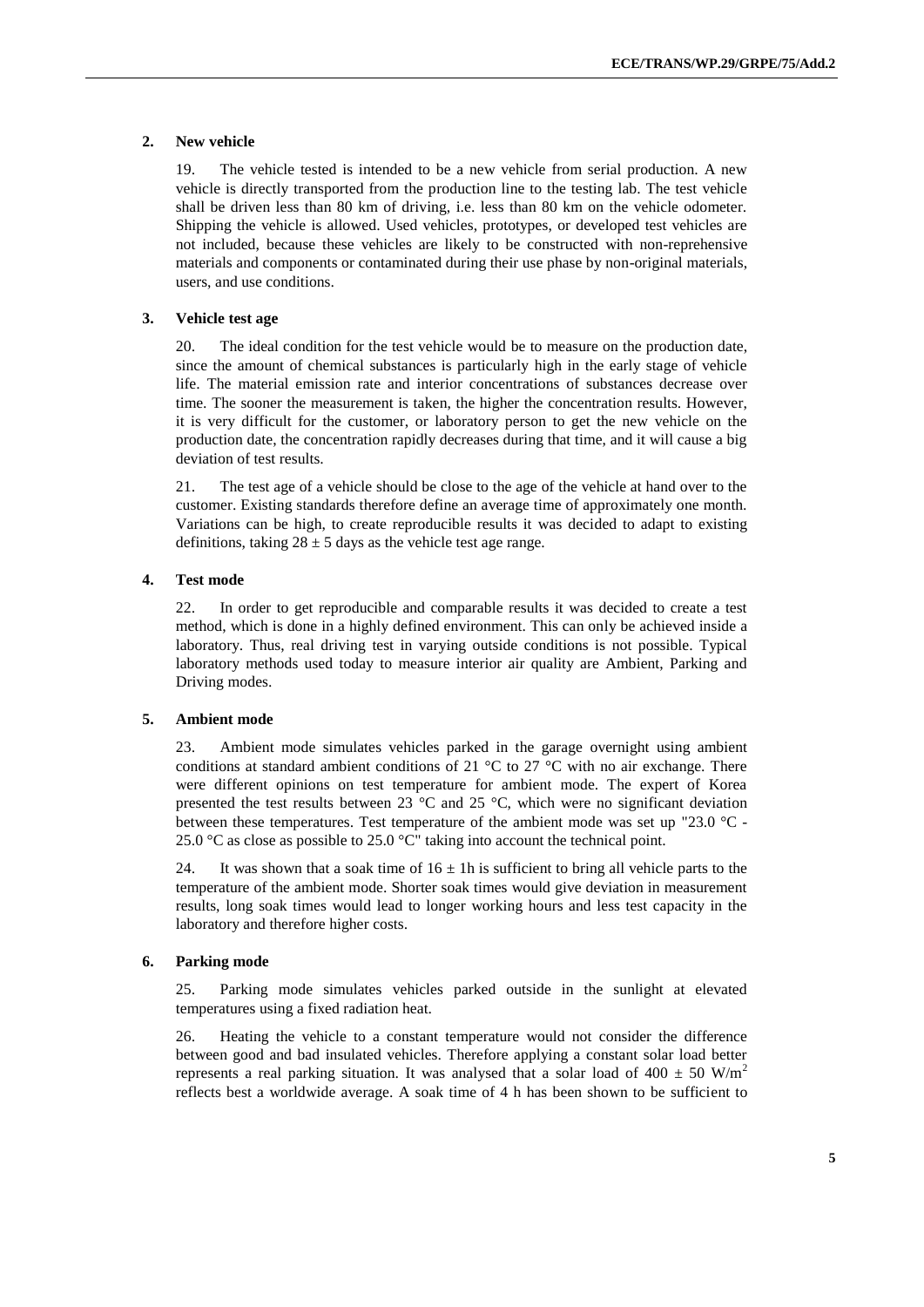### 2. New vehicle

19. The vehicle tested is intended to be a new vehicle from serial production. A new vehicle is directly transported from the production line to the testing lab. The test vehicle shall be driven less than 80 km of driving, i.e. less than 80 km on the vehicle odometer. Shipping the vehicle is allowed. Used vehicles, prototypes, or developed test vehicles are not included, because these vehicles are likely to be constructed with non-reprehensive materials and components or contaminated during their use phase by non-original materials, users, and use conditions.

### 3. Vehicle test age

20. The ideal condition for the test vehicle would be to measure on the production date, since the amount of chemical substances is particularly high in the early stage of vehicle life. The material emission rate and interior concentrations of substances decrease over time. The sooner the measurement is taken, the higher the concentration results. However, it is very difficult for the customer, or laboratory person to get the new vehicle on the production date, the concentration rapidly decreases during that time, and it will cause a big deviation of test results.

21. The test age of a vehicle should be close to the age of the vehicle at hand over to the customer. Existing standards therefore define an average time of approximately one month. Variations can be high, to create reproducible results it was decided to adapt to existing definitions, taking $28 \pm 5$ days as the vehicle test age range.

### 4. Test mode

22. In order to get reproducible and comparable results it was decided to create a test method, which is done in a highly defined environment. This can only be achieved inside a laboratory. Thus, real driving test in varying outside conditions is not possible. Typical laboratory methods used today to measure interior air quality are Ambient, Parking and Driving modes.

### 5. Ambient mode

23. Ambient mode simulates vehicles parked in the garage overnight using ambient conditions at standard ambient conditions of 21 °C to 27 °C with no air exchange. There were different opinions on test temperature for ambient mode. The expert of Korea presented the test results between 23 °C and 25 °C, which were no significant deviation between these temperatures. Test temperature of the ambient mode was set up "23.0 °C - 25.0 °C as close as possible to 25.0 °C" taking into account the technical point.

24. It was shown that a soak time of $16 \pm 1$h is sufficient to bring all vehicle parts to the temperature of the ambient mode. Shorter soak times would give deviation in measurement results, long soak times would lead to longer working hours and less test capacity in the laboratory and therefore higher costs.

### 6. Parking mode

25. Parking mode simulates vehicles parked outside in the sunlight at elevated temperatures using a fixed radiation heat.

26. Heating the vehicle to a constant temperature would not consider the difference between good and bad insulated vehicles. Therefore applying a constant solar load better represents a real parking situation. It was analysed that a solar load of $400 \pm 50$ W/m$^2$ reflects best a worldwide average. A soak time of 4 h has been shown to be sufficient to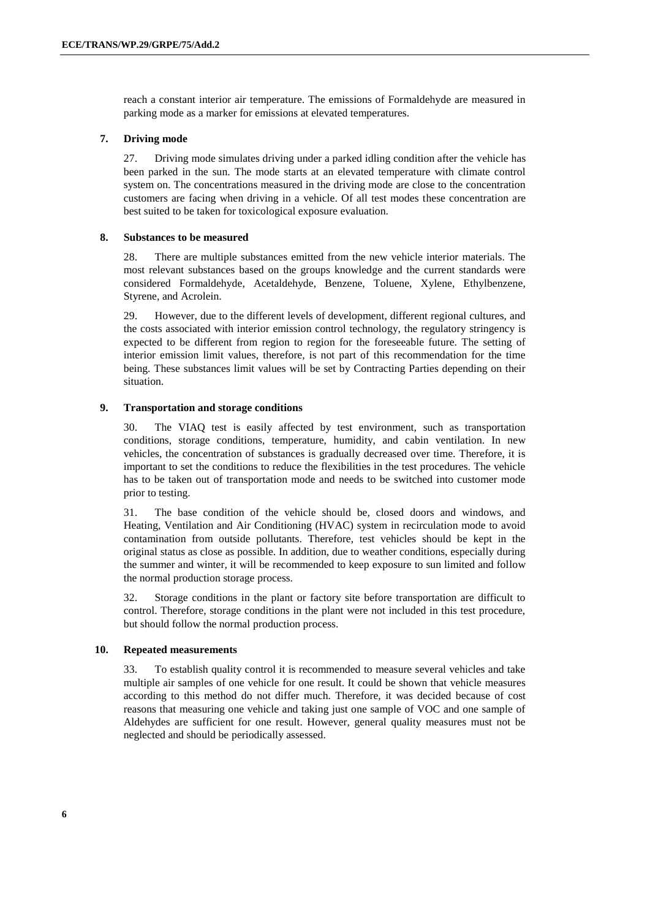reach a constant interior air temperature. The emissions of Formaldehyde are measured in parking mode as a marker for emissions at elevated temperatures.

### 7. Driving mode

27. Driving mode simulates driving under a parked idling condition after the vehicle has been parked in the sun. The mode starts at an elevated temperature with climate control system on. The concentrations measured in the driving mode are close to the concentration customers are facing when driving in a vehicle. Of all test modes these concentration are best suited to be taken for toxicological exposure evaluation.

### 8. Substances to be measured

28. There are multiple substances emitted from the new vehicle interior materials. The most relevant substances based on the groups knowledge and the current standards were considered Formaldehyde, Acetaldehyde, Benzene, Toluene, Xylene, Ethylbenzene, Styrene, and Acrolein.

29. However, due to the different levels of development, different regional cultures, and the costs associated with interior emission control technology, the regulatory stringency is expected to be different from region to region for the foreseeable future. The setting of interior emission limit values, therefore, is not part of this recommendation for the time being. These substances limit values will be set by Contracting Parties depending on their situation.

### 9. Transportation and storage conditions

30. The VIAQ test is easily affected by test environment, such as transportation conditions, storage conditions, temperature, humidity, and cabin ventilation. In new vehicles, the concentration of substances is gradually decreased over time. Therefore, it is important to set the conditions to reduce the flexibilities in the test procedures. The vehicle has to be taken out of transportation mode and needs to be switched into customer mode prior to testing.

31. The base condition of the vehicle should be, closed doors and windows, and Heating, Ventilation and Air Conditioning (HVAC) system in recirculation mode to avoid contamination from outside pollutants. Therefore, test vehicles should be kept in the original status as close as possible. In addition, due to weather conditions, especially during the summer and winter, it will be recommended to keep exposure to sun limited and follow the normal production storage process.

32. Storage conditions in the plant or factory site before transportation are difficult to control. Therefore, storage conditions in the plant were not included in this test procedure, but should follow the normal production process.

### 10. Repeated measurements

33. To establish quality control it is recommended to measure several vehicles and take multiple air samples of one vehicle for one result. It could be shown that vehicle measures according to this method do not differ much. Therefore, it was decided because of cost reasons that measuring one vehicle and taking just one sample of VOC and one sample of Aldehydes are sufficient for one result. However, general quality measures must not be neglected and should be periodically assessed.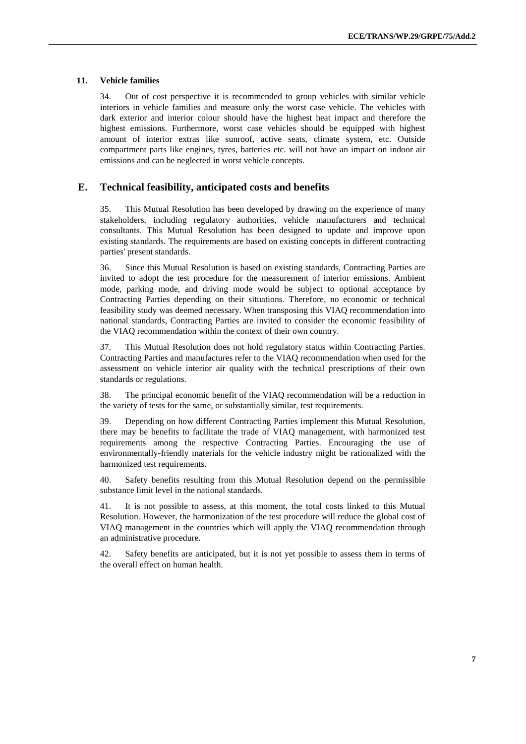### 11. Vehicle families

34. Out of cost perspective it is recommended to group vehicles with similar vehicle interiors in vehicle families and measure only the worst case vehicle. The vehicles with dark exterior and interior colour should have the highest heat impact and therefore the highest emissions. Furthermore, worst case vehicles should be equipped with highest amount of interior extras like sunroof, active seats, climate system, etc. Outside compartment parts like engines, tyres, batteries etc. will not have an impact on indoor air emissions and can be neglected in worst vehicle concepts.

## E. Technical feasibility, anticipated costs and benefits

35. This Mutual Resolution has been developed by drawing on the experience of many stakeholders, including regulatory authorities, vehicle manufacturers and technical consultants. This Mutual Resolution has been designed to update and improve upon existing standards. The requirements are based on existing concepts in different contracting parties' present standards.

36. Since this Mutual Resolution is based on existing standards, Contracting Parties are invited to adopt the test procedure for the measurement of interior emissions. Ambient mode, parking mode, and driving mode would be subject to optional acceptance by Contracting Parties depending on their situations. Therefore, no economic or technical feasibility study was deemed necessary. When transposing this VIAQ recommendation into national standards, Contracting Parties are invited to consider the economic feasibility of the VIAQ recommendation within the context of their own country.

37. This Mutual Resolution does not hold regulatory status within Contracting Parties. Contracting Parties and manufactures refer to the VIAQ recommendation when used for the assessment on vehicle interior air quality with the technical prescriptions of their own standards or regulations.

38. The principal economic benefit of the VIAQ recommendation will be a reduction in the variety of tests for the same, or substantially similar, test requirements.

39. Depending on how different Contracting Parties implement this Mutual Resolution, there may be benefits to facilitate the trade of VIAQ management, with harmonized test requirements among the respective Contracting Parties. Encouraging the use of environmentally-friendly materials for the vehicle industry might be rationalized with the harmonized test requirements.

40. Safety benefits resulting from this Mutual Resolution depend on the permissible substance limit level in the national standards.

41. It is not possible to assess, at this moment, the total costs linked to this Mutual Resolution. However, the harmonization of the test procedure will reduce the global cost of VIAQ management in the countries which will apply the VIAQ recommendation through an administrative procedure.

42. Safety benefits are anticipated, but it is not yet possible to assess them in terms of the overall effect on human health.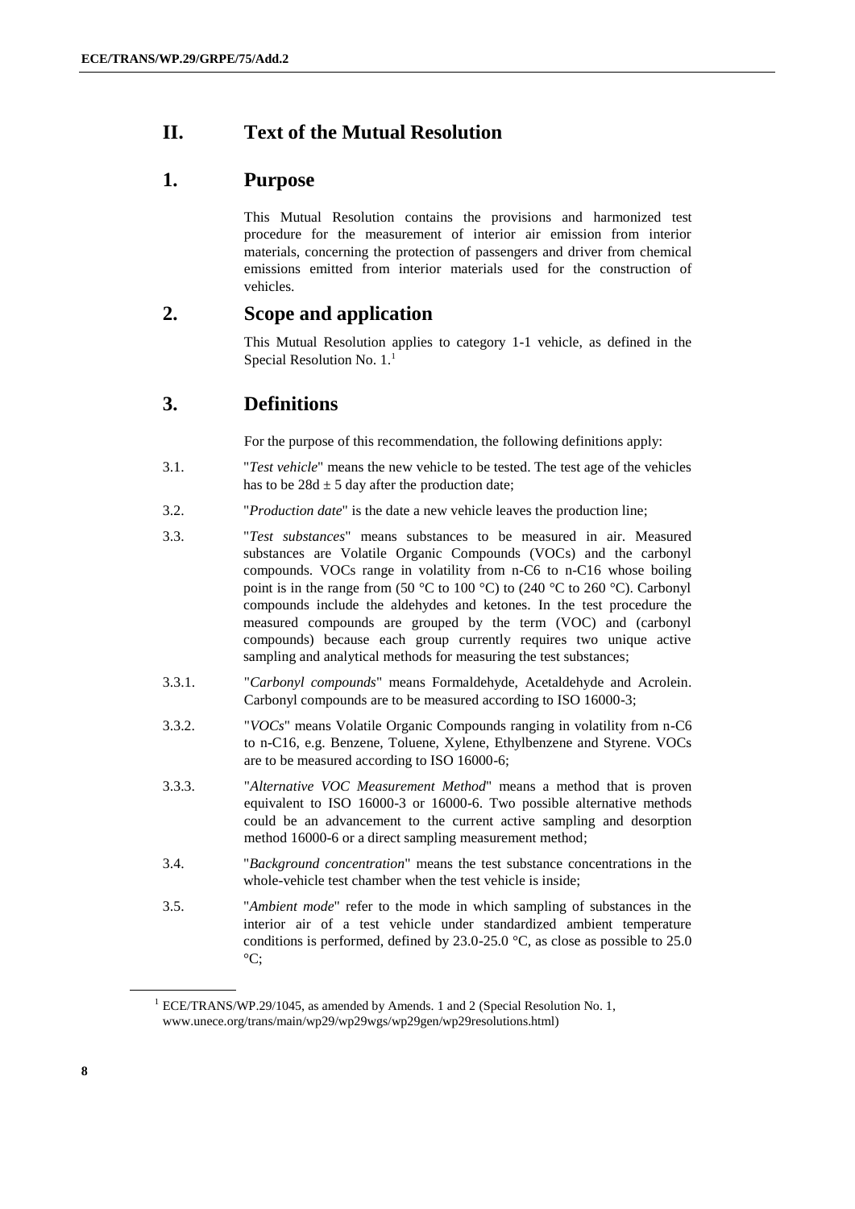# II. Text of the Mutual Resolution

## 1. Purpose

This Mutual Resolution contains the provisions and harmonized test procedure for the measurement of interior air emission from interior materials, concerning the protection of passengers and driver from chemical emissions emitted from interior materials used for the construction of vehicles.

## 2. Scope and application

This Mutual Resolution applies to category 1-1 vehicle, as defined in the Special Resolution No. 1.[1]

## 3. Definitions

For the purpose of this recommendation, the following definitions apply:

3.1. "*Test vehicle*" means the new vehicle to be tested. The test age of the vehicles has to be 28d ± 5 day after the production date;

3.2. "*Production date*" is the date a new vehicle leaves the production line;

3.3. "*Test substances*" means substances to be measured in air. Measured substances are Volatile Organic Compounds (VOCs) and the carbonyl compounds. VOCs range in volatility from n-C6 to n-C16 whose boiling point is in the range from (50 °C to 100 °C) to (240 °C to 260 °C). Carbonyl compounds include the aldehydes and ketones. In the test procedure the measured compounds are grouped by the term (VOC) and (carbonyl compounds) because each group currently requires two unique active sampling and analytical methods for measuring the test substances;

3.3.1. "*Carbonyl compounds*" means Formaldehyde, Acetaldehyde and Acrolein. Carbonyl compounds are to be measured according to ISO 16000-3;

3.3.2. "*VOCs*" means Volatile Organic Compounds ranging in volatility from n-C6 to n-C16, e.g. Benzene, Toluene, Xylene, Ethylbenzene and Styrene. VOCs are to be measured according to ISO 16000-6;

3.3.3. "*Alternative VOC Measurement Method*" means a method that is proven equivalent to ISO 16000-3 or 16000-6. Two possible alternative methods could be an advancement to the current active sampling and desorption method 16000-6 or a direct sampling measurement method;

3.4. "*Background concentration*" means the test substance concentrations in the whole-vehicle test chamber when the test vehicle is inside;

3.5. "*Ambient mode*" refer to the mode in which sampling of substances in the interior air of a test vehicle under standardized ambient temperature conditions is performed, defined by 23.0-25.0 °C, as close as possible to 25.0 °C;

---

[1] ECE/TRANS/WP.29/1045, as amended by Amends. 1 and 2 (Special Resolution No. 1, www.unece.org/trans/main/wp29/wp29wgs/wp29gen/wp29resolutions.html)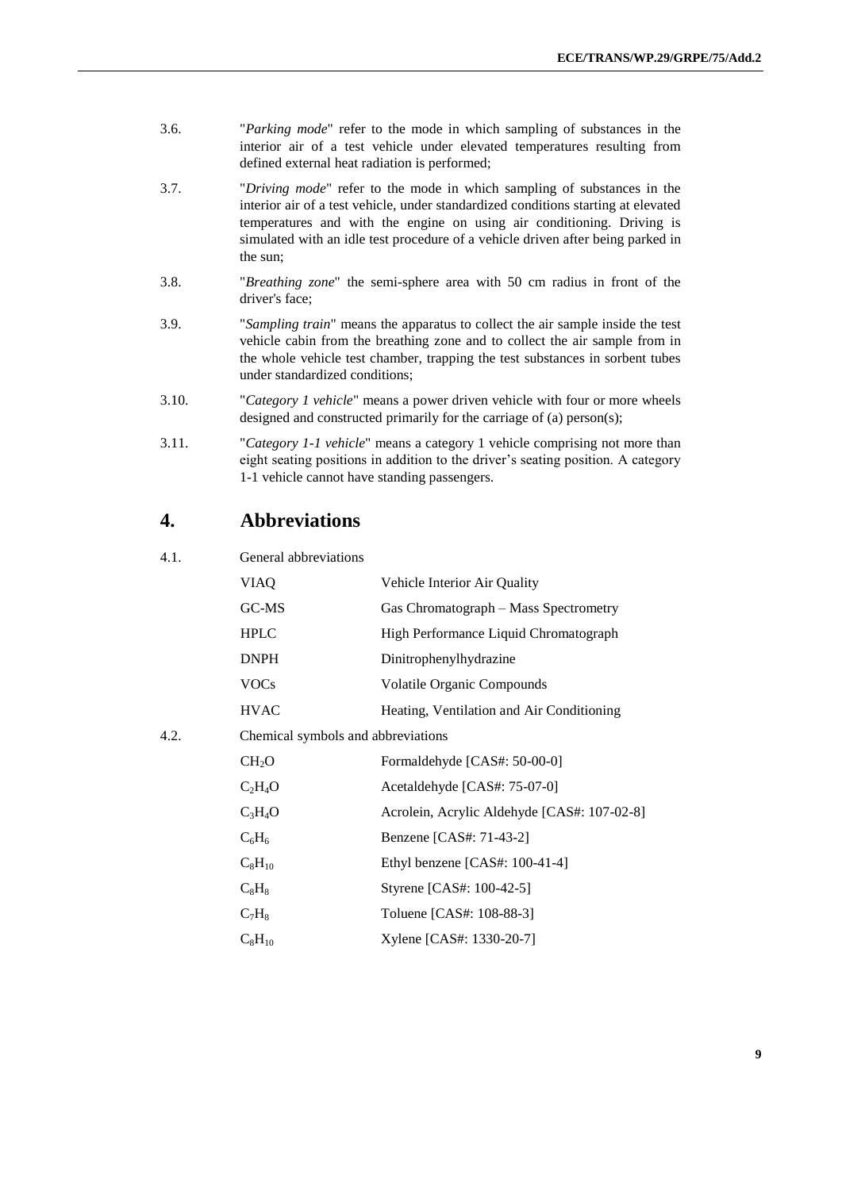3.6. "*Parking mode*" refer to the mode in which sampling of substances in the interior air of a test vehicle under elevated temperatures resulting from defined external heat radiation is performed;

3.7. "*Driving mode*" refer to the mode in which sampling of substances in the interior air of a test vehicle, under standardized conditions starting at elevated temperatures and with the engine on using air conditioning. Driving is simulated with an idle test procedure of a vehicle driven after being parked in the sun;

3.8. "*Breathing zone*" the semi-sphere area with 50 cm radius in front of the driver's face;

3.9. "*Sampling train*" means the apparatus to collect the air sample inside the test vehicle cabin from the breathing zone and to collect the air sample from in the whole vehicle test chamber, trapping the test substances in sorbent tubes under standardized conditions;

3.10. "*Category 1 vehicle*" means a power driven vehicle with four or more wheels designed and constructed primarily for the carriage of (a) person(s);

3.11. "*Category 1-1 vehicle*" means a category 1 vehicle comprising not more than eight seating positions in addition to the driver's seating position. A category 1-1 vehicle cannot have standing passengers.

# 4. Abbreviations

4.1. General abbreviations

| | |
|---|---|
| VIAQ | Vehicle Interior Air Quality |
| GC-MS | Gas Chromatograph – Mass Spectrometry |
| HPLC | High Performance Liquid Chromatograph |
| DNPH | Dinitrophenylhydrazine |
| VOCs | Volatile Organic Compounds |
| HVAC | Heating, Ventilation and Air Conditioning |

4.2. Chemical symbols and abbreviations

| | |
|---|---|
| $CH_2O$ | Formaldehyde [CAS#: 50-00-0] |
| $C_2H_4O$ | Acetaldehyde [CAS#: 75-07-0] |
| $C_3H_4O$ | Acrolein, Acrylic Aldehyde [CAS#: 107-02-8] |
| $C_6H_6$ | Benzene [CAS#: 71-43-2] |
| $C_8H_{10}$ | Ethyl benzene [CAS#: 100-41-4] |
| $C_8H_8$ | Styrene [CAS#: 100-42-5] |
| $C_7H_8$ | Toluene [CAS#: 108-88-3] |
| $C_8H_{10}$ | Xylene [CAS#: 1330-20-7] |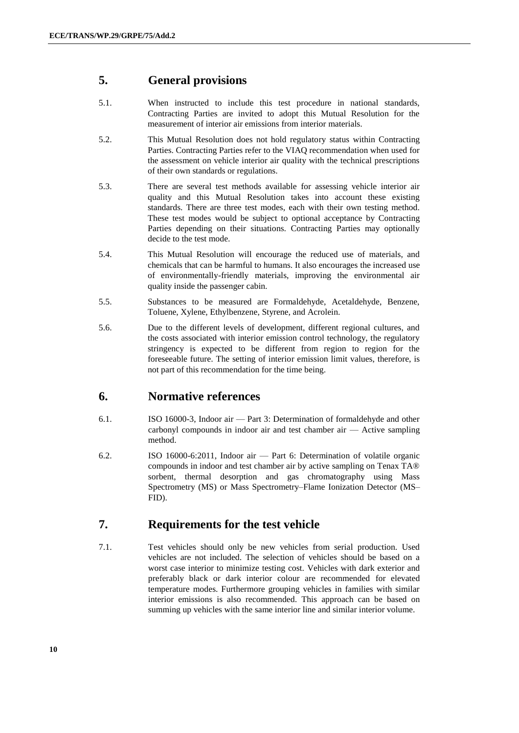## 5. General provisions

5.1. When instructed to include this test procedure in national standards, Contracting Parties are invited to adopt this Mutual Resolution for the measurement of interior air emissions from interior materials.

5.2. This Mutual Resolution does not hold regulatory status within Contracting Parties. Contracting Parties refer to the VIAQ recommendation when used for the assessment on vehicle interior air quality with the technical prescriptions of their own standards or regulations.

5.3. There are several test methods available for assessing vehicle interior air quality and this Mutual Resolution takes into account these existing standards. There are three test modes, each with their own testing method. These test modes would be subject to optional acceptance by Contracting Parties depending on their situations. Contracting Parties may optionally decide to the test mode.

5.4. This Mutual Resolution will encourage the reduced use of materials, and chemicals that can be harmful to humans. It also encourages the increased use of environmentally-friendly materials, improving the environmental air quality inside the passenger cabin.

5.5. Substances to be measured are Formaldehyde, Acetaldehyde, Benzene, Toluene, Xylene, Ethylbenzene, Styrene, and Acrolein.

5.6. Due to the different levels of development, different regional cultures, and the costs associated with interior emission control technology, the regulatory stringency is expected to be different from region to region for the foreseeable future. The setting of interior emission limit values, therefore, is not part of this recommendation for the time being.

## 6. Normative references

6.1. ISO 16000-3, Indoor air — Part 3: Determination of formaldehyde and other carbonyl compounds in indoor air and test chamber air — Active sampling method.

6.2. ISO 16000-6:2011, Indoor air — Part 6: Determination of volatile organic compounds in indoor and test chamber air by active sampling on Tenax TA® sorbent, thermal desorption and gas chromatography using Mass Spectrometry (MS) or Mass Spectrometry–Flame Ionization Detector (MS–FID).

## 7. Requirements for the test vehicle

7.1. Test vehicles should only be new vehicles from serial production. Used vehicles are not included. The selection of vehicles should be based on a worst case interior to minimize testing cost. Vehicles with dark exterior and preferably black or dark interior colour are recommended for elevated temperature modes. Furthermore grouping vehicles in families with similar interior emissions is also recommended. This approach can be based on summing up vehicles with the same interior line and similar interior volume.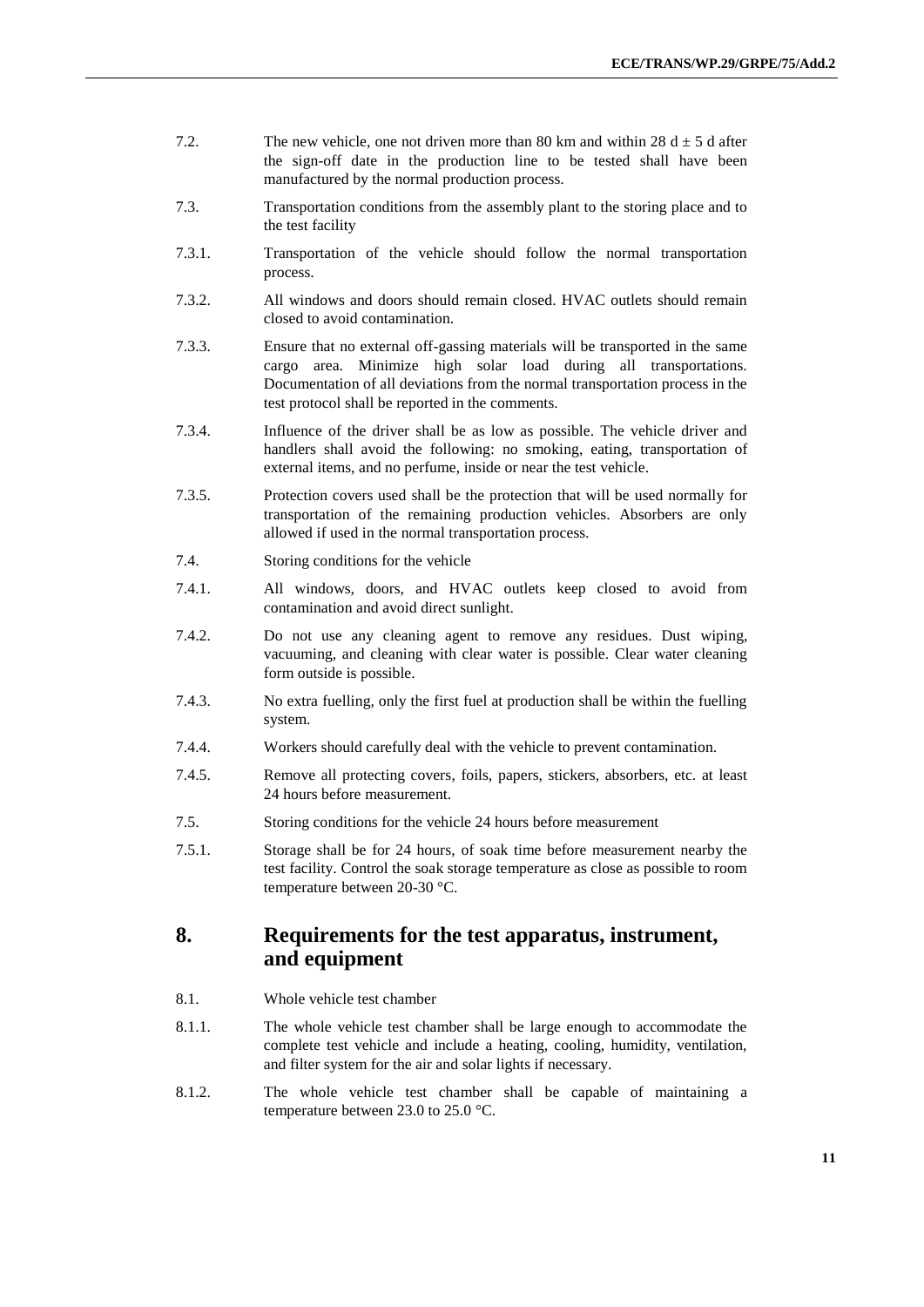7.2. The new vehicle, one not driven more than 80 km and within 28 d ± 5 d after the sign-off date in the production line to be tested shall have been manufactured by the normal production process.

7.3. Transportation conditions from the assembly plant to the storing place and to the test facility

7.3.1. Transportation of the vehicle should follow the normal transportation process.

7.3.2. All windows and doors should remain closed. HVAC outlets should remain closed to avoid contamination.

7.3.3. Ensure that no external off-gassing materials will be transported in the same cargo area. Minimize high solar load during all transportations. Documentation of all deviations from the normal transportation process in the test protocol shall be reported in the comments.

7.3.4. Influence of the driver shall be as low as possible. The vehicle driver and handlers shall avoid the following: no smoking, eating, transportation of external items, and no perfume, inside or near the test vehicle.

7.3.5. Protection covers used shall be the protection that will be used normally for transportation of the remaining production vehicles. Absorbers are only allowed if used in the normal transportation process.

7.4. Storing conditions for the vehicle

7.4.1. All windows, doors, and HVAC outlets keep closed to avoid from contamination and avoid direct sunlight.

7.4.2. Do not use any cleaning agent to remove any residues. Dust wiping, vacuuming, and cleaning with clear water is possible. Clear water cleaning form outside is possible.

7.4.3. No extra fuelling, only the first fuel at production shall be within the fuelling system.

7.4.4. Workers should carefully deal with the vehicle to prevent contamination.

7.4.5. Remove all protecting covers, foils, papers, stickers, absorbers, etc. at least 24 hours before measurement.

7.5. Storing conditions for the vehicle 24 hours before measurement

7.5.1. Storage shall be for 24 hours, of soak time before measurement nearby the test facility. Control the soak storage temperature as close as possible to room temperature between 20-30 °C.

## 8. Requirements for the test apparatus, instrument, and equipment

8.1. Whole vehicle test chamber

8.1.1. The whole vehicle test chamber shall be large enough to accommodate the complete test vehicle and include a heating, cooling, humidity, ventilation, and filter system for the air and solar lights if necessary.

8.1.2. The whole vehicle test chamber shall be capable of maintaining a temperature between 23.0 to 25.0 °C.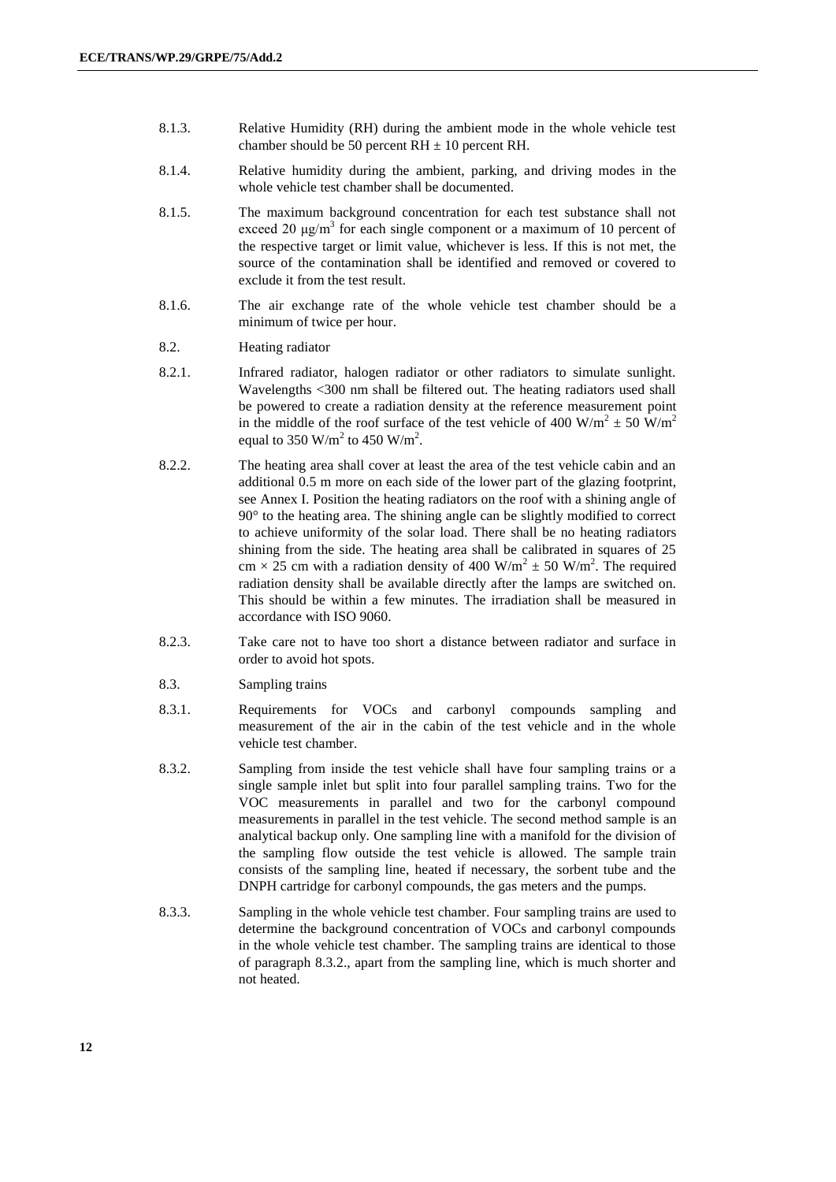8.1.3. Relative Humidity (RH) during the ambient mode in the whole vehicle test chamber should be 50 percent RH ± 10 percent RH.

8.1.4. Relative humidity during the ambient, parking, and driving modes in the whole vehicle test chamber shall be documented.

8.1.5. The maximum background concentration for each test substance shall not exceed 20 $\mu g/m^3$ for each single component or a maximum of 10 percent of the respective target or limit value, whichever is less. If this is not met, the source of the contamination shall be identified and removed or covered to exclude it from the test result.

8.1.6. The air exchange rate of the whole vehicle test chamber should be a minimum of twice per hour.

8.2. Heating radiator

8.2.1. Infrared radiator, halogen radiator or other radiators to simulate sunlight. Wavelengths <300 nm shall be filtered out. The heating radiators used shall be powered to create a radiation density at the reference measurement point in the middle of the roof surface of the test vehicle of 400 $W/m^2$ ± 50 $W/m^2$ equal to 350 $W/m^2$ to 450 $W/m^2$.

8.2.2. The heating area shall cover at least the area of the test vehicle cabin and an additional 0.5 m more on each side of the lower part of the glazing footprint, see Annex I. Position the heating radiators on the roof with a shining angle of 90° to the heating area. The shining angle can be slightly modified to correct to achieve uniformity of the solar load. There shall be no heating radiators shining from the side. The heating area shall be calibrated in squares of 25 cm × 25 cm with a radiation density of 400 $W/m^2$ ± 50 $W/m^2$. The required radiation density shall be available directly after the lamps are switched on. This should be within a few minutes. The irradiation shall be measured in accordance with ISO 9060.

8.2.3. Take care not to have too short a distance between radiator and surface in order to avoid hot spots.

8.3. Sampling trains

8.3.1. Requirements for VOCs and carbonyl compounds sampling and measurement of the air in the cabin of the test vehicle and in the whole vehicle test chamber.

8.3.2. Sampling from inside the test vehicle shall have four sampling trains or a single sample inlet but split into four parallel sampling trains. Two for the VOC measurements in parallel and two for the carbonyl compound measurements in parallel in the test vehicle. The second method sample is an analytical backup only. One sampling line with a manifold for the division of the sampling flow outside the test vehicle is allowed. The sample train consists of the sampling line, heated if necessary, the sorbent tube and the DNPH cartridge for carbonyl compounds, the gas meters and the pumps.

8.3.3. Sampling in the whole vehicle test chamber. Four sampling trains are used to determine the background concentration of VOCs and carbonyl compounds in the whole vehicle test chamber. The sampling trains are identical to those of paragraph 8.3.2., apart from the sampling line, which is much shorter and not heated.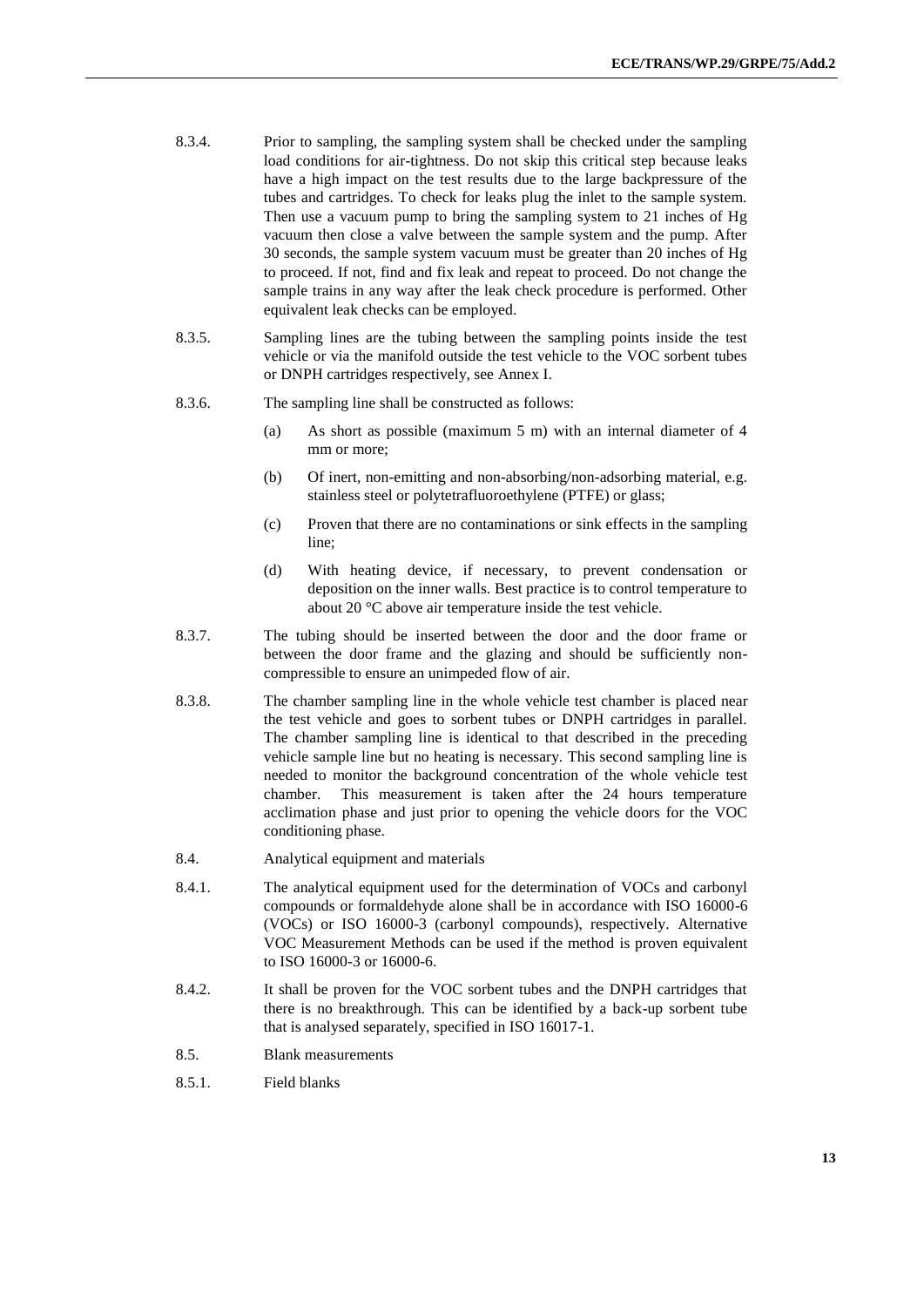8.3.4. Prior to sampling, the sampling system shall be checked under the sampling load conditions for air-tightness. Do not skip this critical step because leaks have a high impact on the test results due to the large backpressure of the tubes and cartridges. To check for leaks plug the inlet to the sample system. Then use a vacuum pump to bring the sampling system to 21 inches of Hg vacuum then close a valve between the sample system and the pump. After 30 seconds, the sample system vacuum must be greater than 20 inches of Hg to proceed. If not, find and fix leak and repeat to proceed. Do not change the sample trains in any way after the leak check procedure is performed. Other equivalent leak checks can be employed.

8.3.5. Sampling lines are the tubing between the sampling points inside the test vehicle or via the manifold outside the test vehicle to the VOC sorbent tubes or DNPH cartridges respectively, see Annex I.

8.3.6. The sampling line shall be constructed as follows:

(a) As short as possible (maximum 5 m) with an internal diameter of 4 mm or more;

(b) Of inert, non-emitting and non-absorbing/non-adsorbing material, e.g. stainless steel or polytetrafluoroethylene (PTFE) or glass;

(c) Proven that there are no contaminations or sink effects in the sampling line;

(d) With heating device, if necessary, to prevent condensation or deposition on the inner walls. Best practice is to control temperature to about 20 °C above air temperature inside the test vehicle.

8.3.7. The tubing should be inserted between the door and the door frame or between the door frame and the glazing and should be sufficiently non-compressible to ensure an unimpeded flow of air.

8.3.8. The chamber sampling line in the whole vehicle test chamber is placed near the test vehicle and goes to sorbent tubes or DNPH cartridges in parallel. The chamber sampling line is identical to that described in the preceding vehicle sample line but no heating is necessary. This second sampling line is needed to monitor the background concentration of the whole vehicle test chamber. This measurement is taken after the 24 hours temperature acclimation phase and just prior to opening the vehicle doors for the VOC conditioning phase.

8.4. Analytical equipment and materials

8.4.1. The analytical equipment used for the determination of VOCs and carbonyl compounds or formaldehyde alone shall be in accordance with ISO 16000-6 (VOCs) or ISO 16000-3 (carbonyl compounds), respectively. Alternative VOC Measurement Methods can be used if the method is proven equivalent to ISO 16000-3 or 16000-6.

8.4.2. It shall be proven for the VOC sorbent tubes and the DNPH cartridges that there is no breakthrough. This can be identified by a back-up sorbent tube that is analysed separately, specified in ISO 16017-1.

8.5. Blank measurements

8.5.1. Field blanks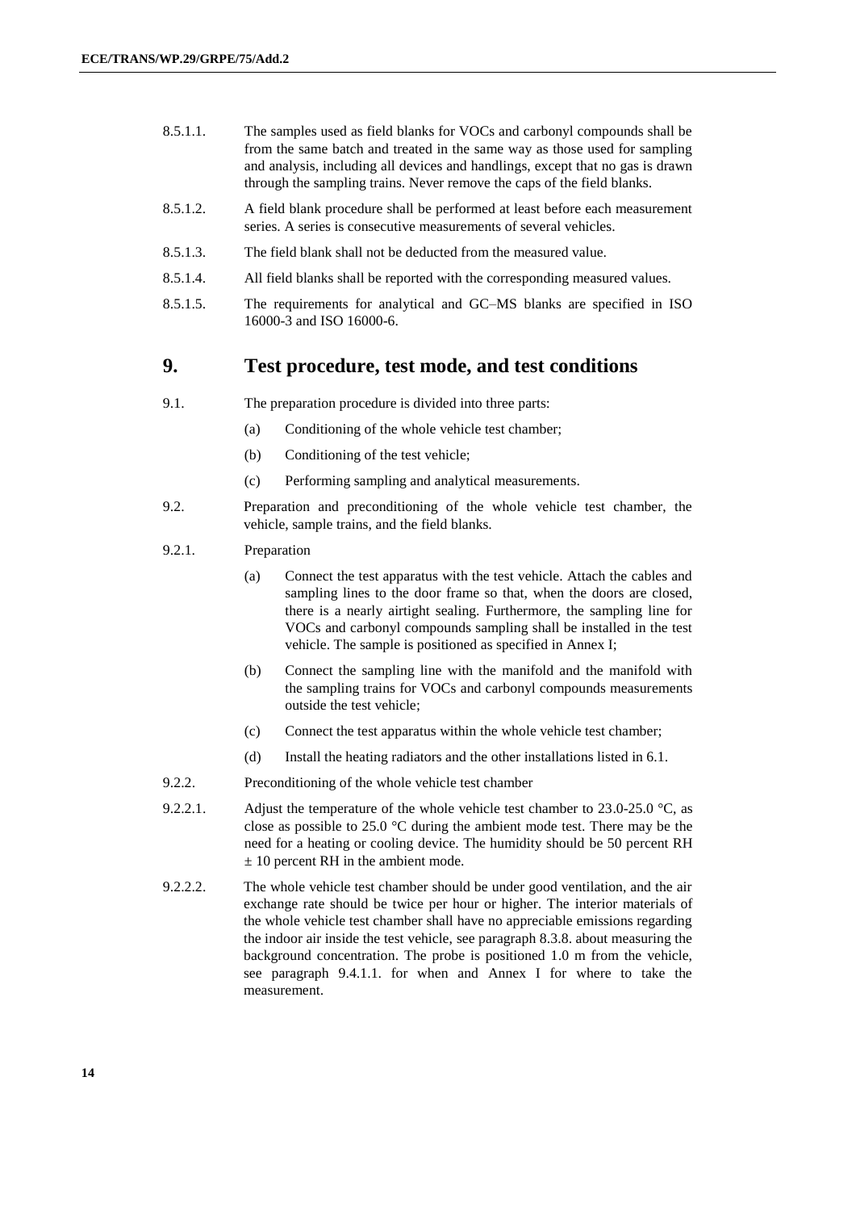8.5.1.1. The samples used as field blanks for VOCs and carbonyl compounds shall be from the same batch and treated in the same way as those used for sampling and analysis, including all devices and handlings, except that no gas is drawn through the sampling trains. Never remove the caps of the field blanks.

8.5.1.2. A field blank procedure shall be performed at least before each measurement series. A series is consecutive measurements of several vehicles.

8.5.1.3. The field blank shall not be deducted from the measured value.

8.5.1.4. All field blanks shall be reported with the corresponding measured values.

8.5.1.5. The requirements for analytical and GC–MS blanks are specified in ISO 16000-3 and ISO 16000-6.

## 9. Test procedure, test mode, and test conditions

9.1. The preparation procedure is divided into three parts:

(a) Conditioning of the whole vehicle test chamber;

(b) Conditioning of the test vehicle;

(c) Performing sampling and analytical measurements.

9.2. Preparation and preconditioning of the whole vehicle test chamber, the vehicle, sample trains, and the field blanks.

9.2.1. Preparation

(a) Connect the test apparatus with the test vehicle. Attach the cables and sampling lines to the door frame so that, when the doors are closed, there is a nearly airtight sealing. Furthermore, the sampling line for VOCs and carbonyl compounds sampling shall be installed in the test vehicle. The sample is positioned as specified in Annex I;

(b) Connect the sampling line with the manifold and the manifold with the sampling trains for VOCs and carbonyl compounds measurements outside the test vehicle;

(c) Connect the test apparatus within the whole vehicle test chamber;

(d) Install the heating radiators and the other installations listed in 6.1.

9.2.2. Preconditioning of the whole vehicle test chamber

9.2.2.1. Adjust the temperature of the whole vehicle test chamber to 23.0-25.0 °C, as close as possible to 25.0 °C during the ambient mode test. There may be the need for a heating or cooling device. The humidity should be 50 percent RH ± 10 percent RH in the ambient mode.

9.2.2.2. The whole vehicle test chamber should be under good ventilation, and the air exchange rate should be twice per hour or higher. The interior materials of the whole vehicle test chamber shall have no appreciable emissions regarding the indoor air inside the test vehicle, see paragraph 8.3.8. about measuring the background concentration. The probe is positioned 1.0 m from the vehicle, see paragraph 9.4.1.1. for when and Annex I for where to take the measurement.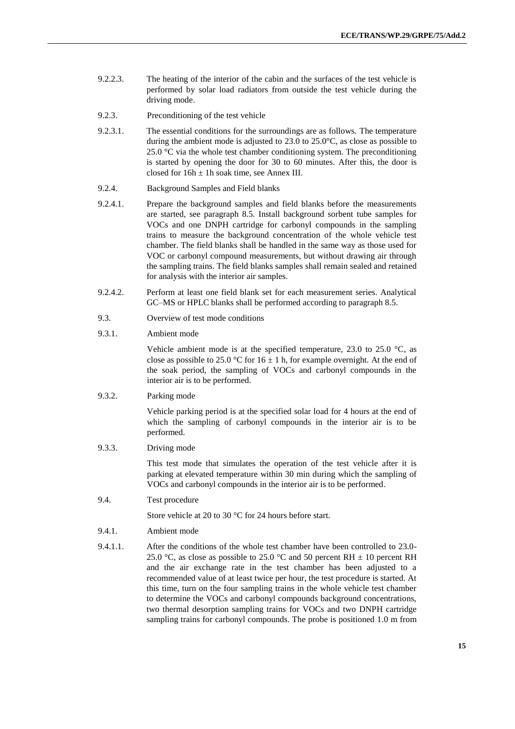9.2.2.3. The heating of the interior of the cabin and the surfaces of the test vehicle is performed by solar load radiators from outside the test vehicle during the driving mode.

9.2.3. Preconditioning of the test vehicle

9.2.3.1. The essential conditions for the surroundings are as follows. The temperature during the ambient mode is adjusted to 23.0 to 25.0°C, as close as possible to 25.0 °C via the whole test chamber conditioning system. The preconditioning is started by opening the door for 30 to 60 minutes. After this, the door is closed for 16h ± 1h soak time, see Annex III.

9.2.4. Background Samples and Field blanks

9.2.4.1. Prepare the background samples and field blanks before the measurements are started, see paragraph 8.5. Install background sorbent tube samples for VOCs and one DNPH cartridge for carbonyl compounds in the sampling trains to measure the background concentration of the whole vehicle test chamber. The field blanks shall be handled in the same way as those used for VOC or carbonyl compound measurements, but without drawing air through the sampling trains. The field blanks samples shall remain sealed and retained for analysis with the interior air samples.

9.2.4.2. Perform at least one field blank set for each measurement series. Analytical GC–MS or HPLC blanks shall be performed according to paragraph 8.5.

9.3. Overview of test mode conditions

9.3.1. Ambient mode

Vehicle ambient mode is at the specified temperature, 23.0 to 25.0 °C, as close as possible to 25.0 °C for 16 ± 1 h, for example overnight. At the end of the soak period, the sampling of VOCs and carbonyl compounds in the interior air is to be performed.

9.3.2. Parking mode

Vehicle parking period is at the specified solar load for 4 hours at the end of which the sampling of carbonyl compounds in the interior air is to be performed.

9.3.3. Driving mode

This test mode that simulates the operation of the test vehicle after it is parking at elevated temperature within 30 min during which the sampling of VOCs and carbonyl compounds in the interior air is to be performed.

9.4. Test procedure

Store vehicle at 20 to 30 °C for 24 hours before start.

9.4.1. Ambient mode

9.4.1.1. After the conditions of the whole test chamber have been controlled to 23.0-25.0 °C, as close as possible to 25.0 °C and 50 percent RH ± 10 percent RH and the air exchange rate in the test chamber has been adjusted to a recommended value of at least twice per hour, the test procedure is started. At this time, turn on the four sampling trains in the whole vehicle test chamber to determine the VOCs and carbonyl compounds background concentrations, two thermal desorption sampling trains for VOCs and two DNPH cartridge sampling trains for carbonyl compounds. The probe is positioned 1.0 m from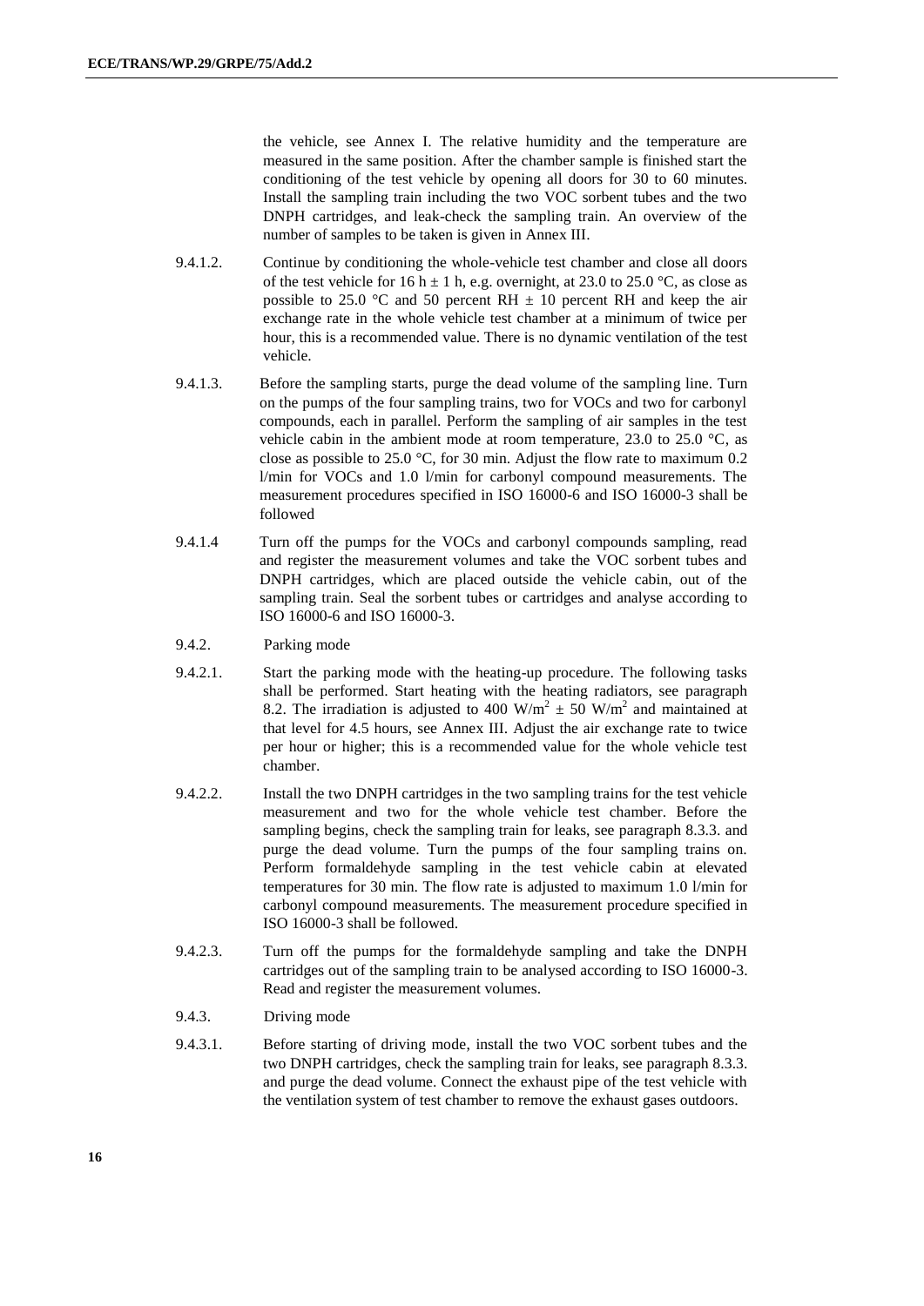the vehicle, see Annex I. The relative humidity and the temperature are measured in the same position. After the chamber sample is finished start the conditioning of the test vehicle by opening all doors for 30 to 60 minutes. Install the sampling train including the two VOC sorbent tubes and the two DNPH cartridges, and leak-check the sampling train. An overview of the number of samples to be taken is given in Annex III.

9.4.1.2. Continue by conditioning the whole-vehicle test chamber and close all doors of the test vehicle for 16 h ± 1 h, e.g. overnight, at 23.0 to 25.0 °C, as close as possible to 25.0 °C and 50 percent RH ± 10 percent RH and keep the air exchange rate in the whole vehicle test chamber at a minimum of twice per hour, this is a recommended value. There is no dynamic ventilation of the test vehicle.

9.4.1.3. Before the sampling starts, purge the dead volume of the sampling line. Turn on the pumps of the four sampling trains, two for VOCs and two for carbonyl compounds, each in parallel. Perform the sampling of air samples in the test vehicle cabin in the ambient mode at room temperature, 23.0 to 25.0 °C, as close as possible to 25.0 °C, for 30 min. Adjust the flow rate to maximum 0.2 l/min for VOCs and 1.0 l/min for carbonyl compound measurements. The measurement procedures specified in ISO 16000-6 and ISO 16000-3 shall be followed

9.4.1.4 Turn off the pumps for the VOCs and carbonyl compounds sampling, read and register the measurement volumes and take the VOC sorbent tubes and DNPH cartridges, which are placed outside the vehicle cabin, out of the sampling train. Seal the sorbent tubes or cartridges and analyse according to ISO 16000-6 and ISO 16000-3.

9.4.2. Parking mode

9.4.2.1. Start the parking mode with the heating-up procedure. The following tasks shall be performed. Start heating with the heating radiators, see paragraph 8.2. The irradiation is adjusted to 400 $W/m^2$ ± 50 $W/m^2$ and maintained at that level for 4.5 hours, see Annex III. Adjust the air exchange rate to twice per hour or higher; this is a recommended value for the whole vehicle test chamber.

9.4.2.2. Install the two DNPH cartridges in the two sampling trains for the test vehicle measurement and two for the whole vehicle test chamber. Before the sampling begins, check the sampling train for leaks, see paragraph 8.3.3. and purge the dead volume. Turn the pumps of the four sampling trains on. Perform formaldehyde sampling in the test vehicle cabin at elevated temperatures for 30 min. The flow rate is adjusted to maximum 1.0 l/min for carbonyl compound measurements. The measurement procedure specified in ISO 16000-3 shall be followed.

9.4.2.3. Turn off the pumps for the formaldehyde sampling and take the DNPH cartridges out of the sampling train to be analysed according to ISO 16000-3. Read and register the measurement volumes.

9.4.3. Driving mode

9.4.3.1. Before starting of driving mode, install the two VOC sorbent tubes and the two DNPH cartridges, check the sampling train for leaks, see paragraph 8.3.3. and purge the dead volume. Connect the exhaust pipe of the test vehicle with the ventilation system of test chamber to remove the exhaust gases outdoors.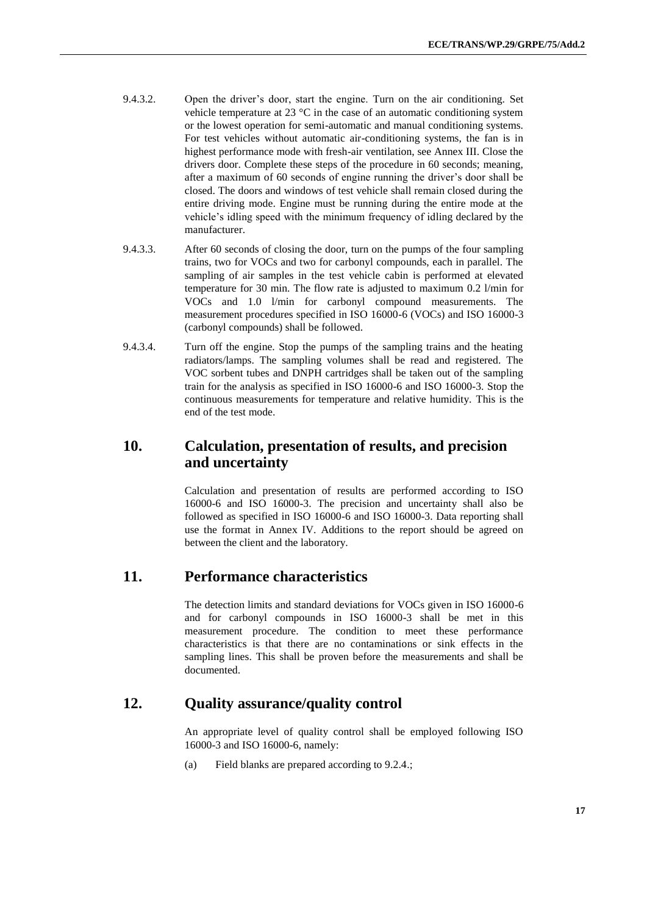9.4.3.2. Open the driver's door, start the engine. Turn on the air conditioning. Set vehicle temperature at 23 °C in the case of an automatic conditioning system or the lowest operation for semi-automatic and manual conditioning systems. For test vehicles without automatic air-conditioning systems, the fan is in highest performance mode with fresh-air ventilation, see Annex III. Close the drivers door. Complete these steps of the procedure in 60 seconds; meaning, after a maximum of 60 seconds of engine running the driver's door shall be closed. The doors and windows of test vehicle shall remain closed during the entire driving mode. Engine must be running during the entire mode at the vehicle's idling speed with the minimum frequency of idling declared by the manufacturer.

9.4.3.3. After 60 seconds of closing the door, turn on the pumps of the four sampling trains, two for VOCs and two for carbonyl compounds, each in parallel. The sampling of air samples in the test vehicle cabin is performed at elevated temperature for 30 min. The flow rate is adjusted to maximum 0.2 l/min for VOCs and 1.0 l/min for carbonyl compound measurements. The measurement procedures specified in ISO 16000-6 (VOCs) and ISO 16000-3 (carbonyl compounds) shall be followed.

9.4.3.4. Turn off the engine. Stop the pumps of the sampling trains and the heating radiators/lamps. The sampling volumes shall be read and registered. The VOC sorbent tubes and DNPH cartridges shall be taken out of the sampling train for the analysis as specified in ISO 16000-6 and ISO 16000-3. Stop the continuous measurements for temperature and relative humidity. This is the end of the test mode.

## 10. Calculation, presentation of results, and precision and uncertainty

Calculation and presentation of results are performed according to ISO 16000-6 and ISO 16000-3. The precision and uncertainty shall also be followed as specified in ISO 16000-6 and ISO 16000-3. Data reporting shall use the format in Annex IV. Additions to the report should be agreed on between the client and the laboratory.

## 11. Performance characteristics

The detection limits and standard deviations for VOCs given in ISO 16000-6 and for carbonyl compounds in ISO 16000-3 shall be met in this measurement procedure. The condition to meet these performance characteristics is that there are no contaminations or sink effects in the sampling lines. This shall be proven before the measurements and shall be documented.

## 12. Quality assurance/quality control

An appropriate level of quality control shall be employed following ISO 16000-3 and ISO 16000-6, namely:

(a) Field blanks are prepared according to 9.2.4.;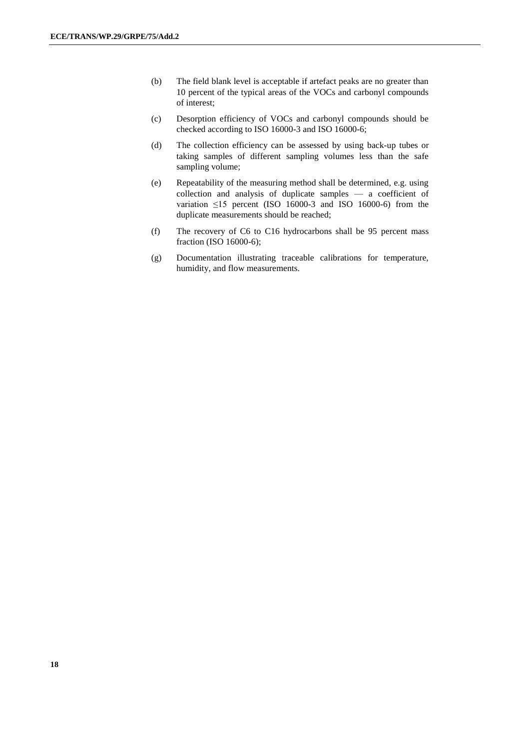(b) The field blank level is acceptable if artefact peaks are no greater than 10 percent of the typical areas of the VOCs and carbonyl compounds of interest;

(c) Desorption efficiency of VOCs and carbonyl compounds should be checked according to ISO 16000-3 and ISO 16000-6;

(d) The collection efficiency can be assessed by using back-up tubes or taking samples of different sampling volumes less than the safe sampling volume;

(e) Repeatability of the measuring method shall be determined, e.g. using collection and analysis of duplicate samples — a coefficient of variation ≤15 percent (ISO 16000-3 and ISO 16000-6) from the duplicate measurements should be reached;

(f) The recovery of C6 to C16 hydrocarbons shall be 95 percent mass fraction (ISO 16000-6);

(g) Documentation illustrating traceable calibrations for temperature, humidity, and flow measurements.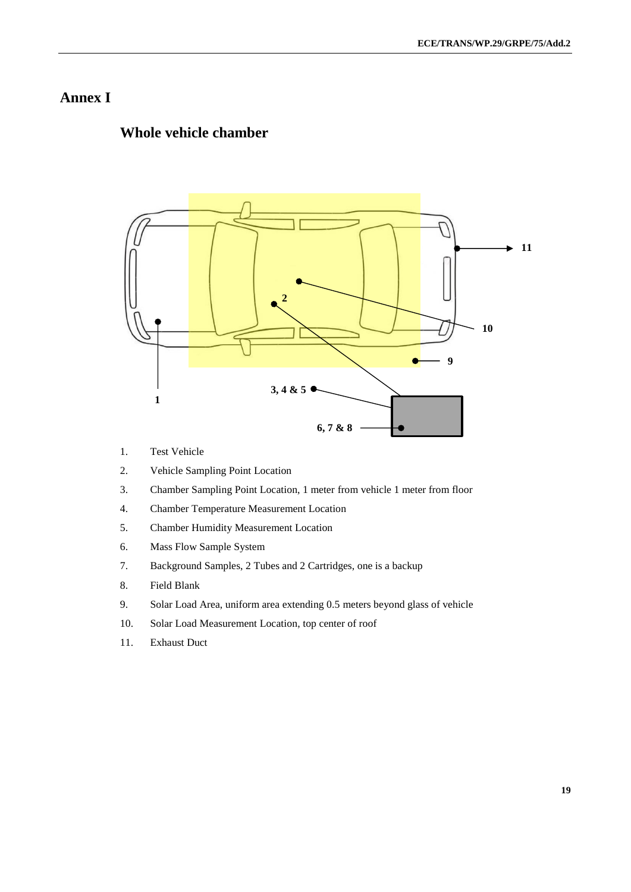# Annex I

## Whole vehicle chamber

1. Test Vehicle
2. Vehicle Sampling Point Location
3. Chamber Sampling Point Location, 1 meter from vehicle 1 meter from floor
4. Chamber Temperature Measurement Location
5. Chamber Humidity Measurement Location
6. Mass Flow Sample System
7. Background Samples, 2 Tubes and 2 Cartridges, one is a backup
8. Field Blank
9. Solar Load Area, uniform area extending 0.5 meters beyond glass of vehicle
10. Solar Load Measurement Location, top center of roof
11. Exhaust Duct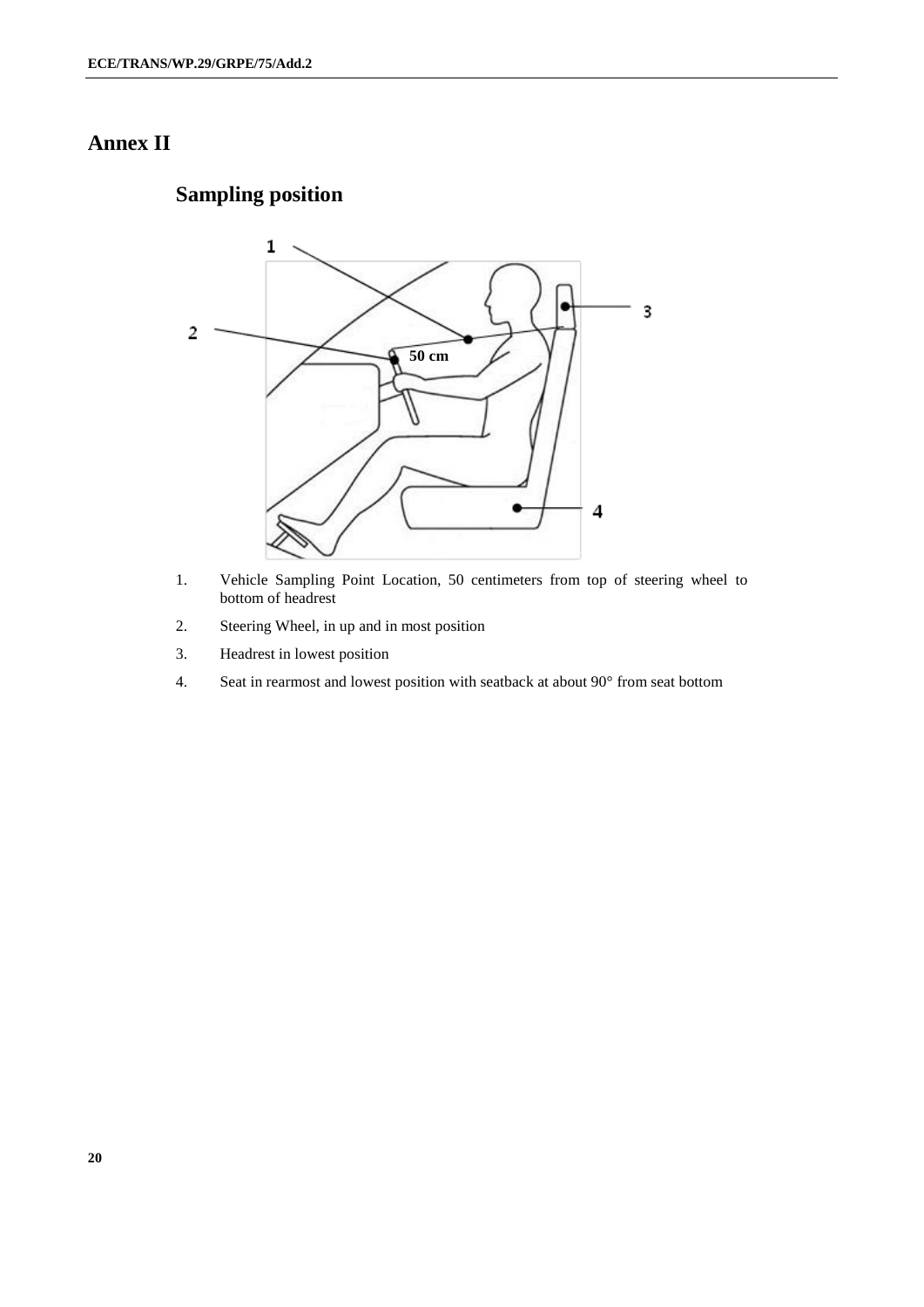# Annex II

## Sampling position

1 2 3 4 50 cm

1. Vehicle Sampling Point Location, 50 centimeters from top of steering wheel to bottom of headrest
2. Steering Wheel, in up and in most position
3. Headrest in lowest position
4. Seat in rearmost and lowest position with seatback at about 90° from seat bottom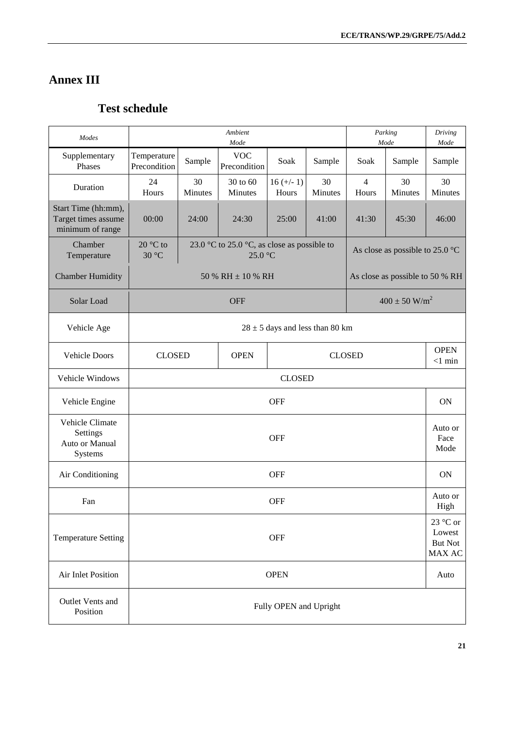# Annex III

## Test schedule

| *Modes* | *Ambient Mode* | | | | | *Parking Mode* | | *Driving Mode* |
|---|---|---|---|---|---|---|---|---|
| Supplementary Phases | Temperature Precondition | Sample | VOC Precondition | Soak | Sample | Soak | Sample | Sample |
| Duration | 24 Hours | 30 Minutes | 30 to 60 Minutes | 16 (+/- 1) Hours | 30 Minutes | 4 Hours | 30 Minutes | 30 Minutes |
| Start Time (hh:mm), Target times assume minimum of range | 00:00 | 24:00 | 24:30 | 25:00 | 41:00 | 41:30 | 45:30 | 46:00 |
| Chamber Temperature | 20 °C to 30 °C | 23.0 °C to 25.0 °C, as close as possible to 25.0 °C | | | | As close as possible to 25.0 °C | | |
| Chamber Humidity | 50 % RH ± 10 % RH | | | | | As close as possible to 50 % RH | | |
| Solar Load | OFF | | | | | 400 ± 50 W/m$^2$ | | |
| Vehicle Age | 28 ± 5 days and less than 80 km | | | | | | | |
| Vehicle Doors | CLOSED | | OPEN | CLOSED | | | | OPEN <1 min |
| Vehicle Windows | CLOSED | | | | | | | |
| Vehicle Engine | OFF | | | | | | | ON |
| Vehicle Climate Settings Auto or Manual Systems | OFF | | | | | | | Auto or Face Mode |
| Air Conditioning | OFF | | | | | | | ON |
| Fan | OFF | | | | | | | Auto or High |
| Temperature Setting | OFF | | | | | | | 23 °C or Lowest But Not MAX AC |
| Air Inlet Position | OPEN | | | | | | | Auto |
| Outlet Vents and Position | Fully OPEN and Upright | | | | | | | |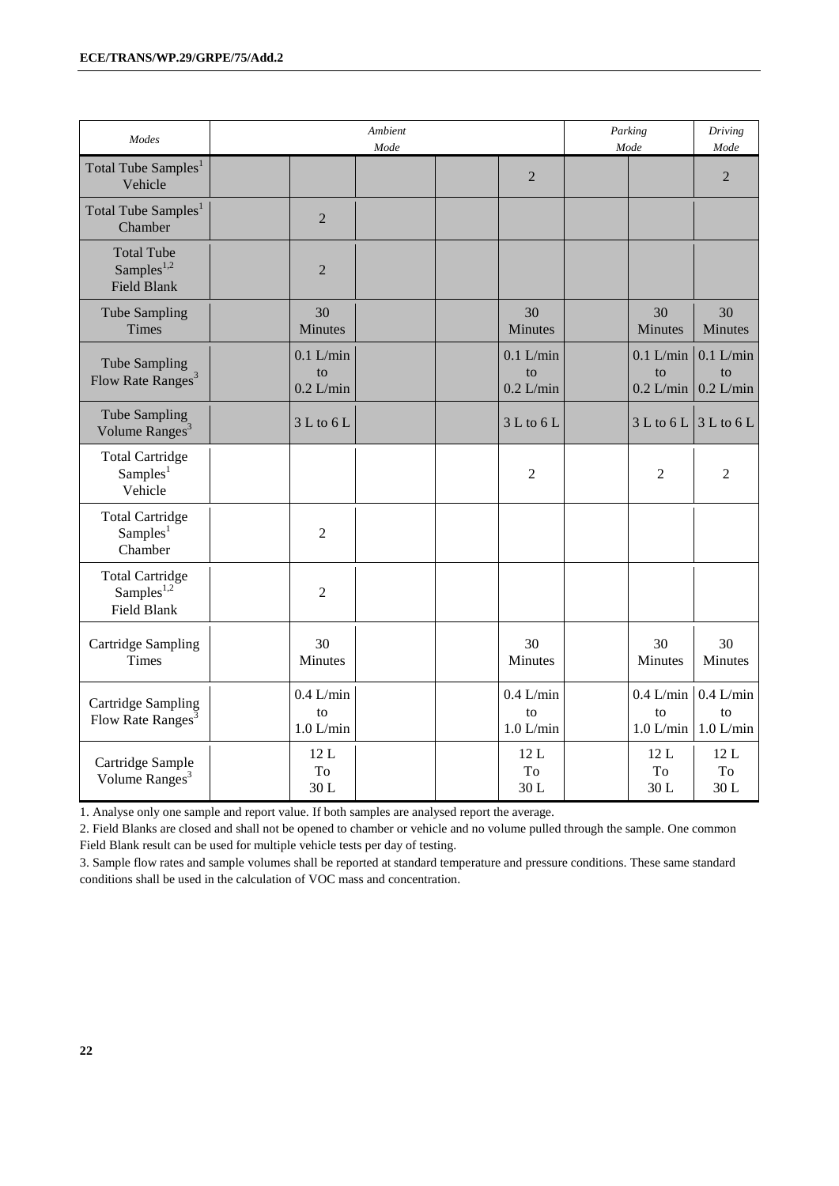| *Modes* | *Ambient Mode* | | | | | *Parking Mode* | | *Driving Mode* |
|---|---|---|---|---|---|---|---|---|
| Total Tube Samples[1] Vehicle | | | | | 2 | | | 2 |
| Total Tube Samples[1] Chamber | | 2 | | | | | | |
| Total Tube Samples[1,2] Field Blank | | 2 | | | | | | |
| Tube Sampling Times | | 30 Minutes | | | 30 Minutes | | 30 Minutes | 30 Minutes |
| Tube Sampling Flow Rate Ranges[3] | | 0.1 L/min to 0.2 L/min | | | 0.1 L/min to 0.2 L/min | | 0.1 L/min to 0.2 L/min | 0.1 L/min to 0.2 L/min |
| Tube Sampling Volume Ranges[3] | | 3 L to 6 L | | | 3 L to 6 L | | 3 L to 6 L | 3 L to 6 L |
| Total Cartridge Samples[1] Vehicle | | | | | 2 | | 2 | 2 |
| Total Cartridge Samples[1] Chamber | | 2 | | | | | | |
| Total Cartridge Samples[1,2] Field Blank | | 2 | | | | | | |
| Cartridge Sampling Times | | 30 Minutes | | | 30 Minutes | | 30 Minutes | 30 Minutes |
| Cartridge Sampling Flow Rate Ranges[3] | | 0.4 L/min to 1.0 L/min | | | 0.4 L/min to 1.0 L/min | | 0.4 L/min to 1.0 L/min | 0.4 L/min to 1.0 L/min |
| Cartridge Sample Volume Ranges[3] | | 12 L To 30 L | | | 12 L To 30 L | | 12 L To 30 L | 12 L To 30 L |

1. Analyse only one sample and report value. If both samples are analysed report the average.

2. Field Blanks are closed and shall not be opened to chamber or vehicle and no volume pulled through the sample. One common Field Blank result can be used for multiple vehicle tests per day of testing.

3. Sample flow rates and sample volumes shall be reported at standard temperature and pressure conditions. These same standard conditions shall be used in the calculation of VOC mass and concentration.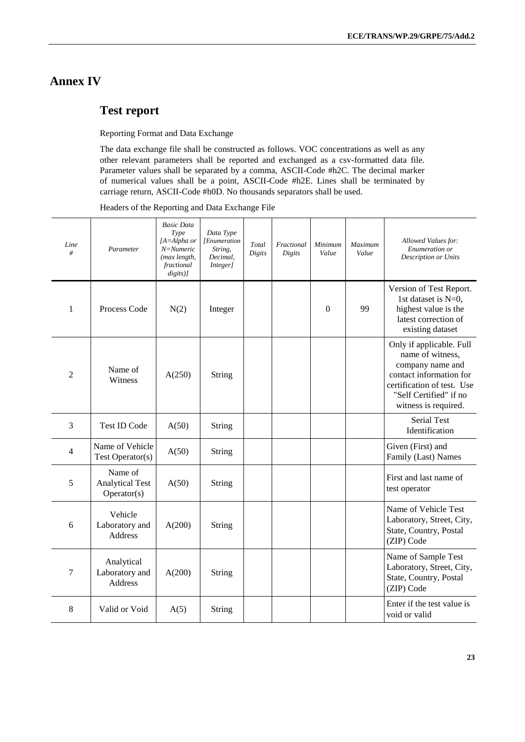# Annex IV

## Test report

Reporting Format and Data Exchange

The data exchange file shall be constructed as follows. VOC concentrations as well as any other relevant parameters shall be reported and exchanged as a csv-formatted data file. Parameter values shall be separated by a comma, ASCII-Code #h2C. The decimal marker of numerical values shall be a point, ASCII-Code #h2E. Lines shall be terminated by carriage return, ASCII-Code #h0D. No thousands separators shall be used.

Headers of the Reporting and Data Exchange File

| *Line #* | *Parameter* | *Basic Data Type [A=Alpha or N=Numeric (max length, fractional digits)]* | *Data Type [Enumeration String, Decimal, Integer]* | *Total Digits* | *Fractional Digits* | *Minimum Value* | *Maximum Value* | *Allowed Values for: Enumeration or Description or Units* |
|---|---|---|---|---|---|---|---|---|
| 1 | Process Code | N(2) | Integer | | | 0 | 99 | Version of Test Report. 1st dataset is N=0, highest value is the latest correction of existing dataset |
| 2 | Name of Witness | A(250) | String | | | | | Only if applicable. Full name of witness, company name and contact information for certification of test. Use "Self Certified" if no witness is required. |
| 3 | Test ID Code | A(50) | String | | | | | Serial Test Identification |
| 4 | Name of Vehicle Test Operator(s) | A(50) | String | | | | | Given (First) and Family (Last) Names |
| 5 | Name of Analytical Test Operator(s) | A(50) | String | | | | | First and last name of test operator |
| 6 | Vehicle Laboratory and Address | A(200) | String | | | | | Name of Vehicle Test Laboratory, Street, City, State, Country, Postal (ZIP) Code |
| 7 | Analytical Laboratory and Address | A(200) | String | | | | | Name of Sample Test Laboratory, Street, City, State, Country, Postal (ZIP) Code |
| 8 | Valid or Void | A(5) | String | | | | | Enter if the test value is void or valid |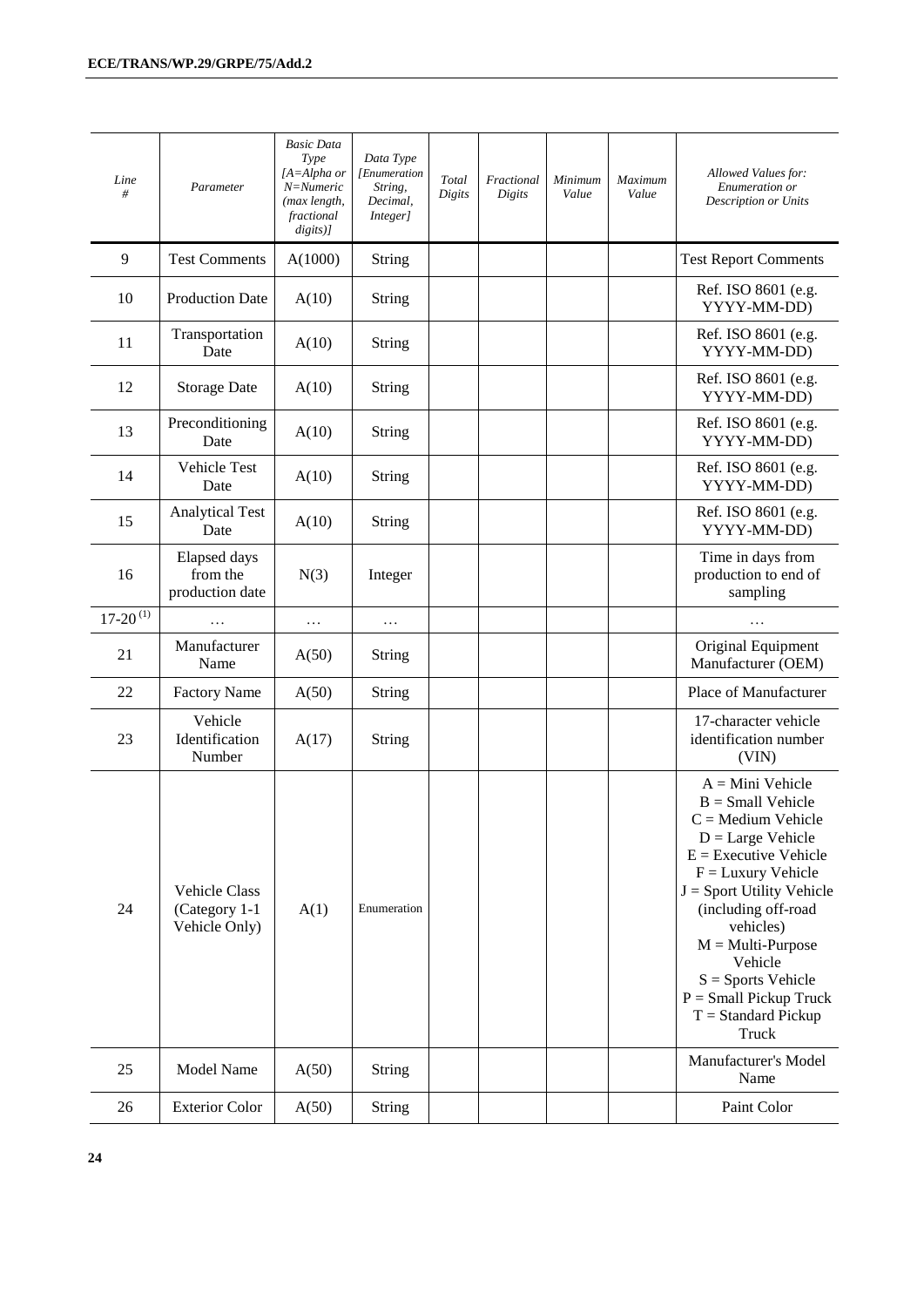| *Line #* | *Parameter* | *Basic Data Type [A=Alpha or N=Numeric (max length, fractional digits)]* | *Data Type [Enumeration String, Decimal, Integer]* | *Total Digits* | *Fractional Digits* | *Minimum Value* | *Maximum Value* | *Allowed Values for: Enumeration or Description or Units* |
|---|---|---|---|---|---|---|---|---|
| 9 | Test Comments | A(1000) | String | | | | | Test Report Comments |
| 10 | Production Date | A(10) | String | | | | | Ref. ISO 8601 (e.g. YYYY-MM-DD) |
| 11 | Transportation Date | A(10) | String | | | | | Ref. ISO 8601 (e.g. YYYY-MM-DD) |
| 12 | Storage Date | A(10) | String | | | | | Ref. ISO 8601 (e.g. YYYY-MM-DD) |
| 13 | Preconditioning Date | A(10) | String | | | | | Ref. ISO 8601 (e.g. YYYY-MM-DD) |
| 14 | Vehicle Test Date | A(10) | String | | | | | Ref. ISO 8601 (e.g. YYYY-MM-DD) |
| 15 | Analytical Test Date | A(10) | String | | | | | Ref. ISO 8601 (e.g. YYYY-MM-DD) |
| 16 | Elapsed days from the production date | N(3) | Integer | | | | | Time in days from production to end of sampling |
| 17-20 [(1)] | … | … | … | | | | | … |
| 21 | Manufacturer Name | A(50) | String | | | | | Original Equipment Manufacturer (OEM) |
| 22 | Factory Name | A(50) | String | | | | | Place of Manufacturer |
| 23 | Vehicle Identification Number | A(17) | String | | | | | 17-character vehicle identification number (VIN) |
| 24 | Vehicle Class (Category 1-1 Vehicle Only) | A(1) | Enumeration | | | | | A = Mini Vehicle<br>B = Small Vehicle<br>C = Medium Vehicle<br>D = Large Vehicle<br>E = Executive Vehicle<br>F = Luxury Vehicle<br>J = Sport Utility Vehicle (including off-road vehicles)<br>M = Multi-Purpose Vehicle<br>S = Sports Vehicle<br>P = Small Pickup Truck<br>T = Standard Pickup Truck |
| 25 | Model Name | A(50) | String | | | | | Manufacturer's Model Name |
| 26 | Exterior Color | A(50) | String | | | | | Paint Color |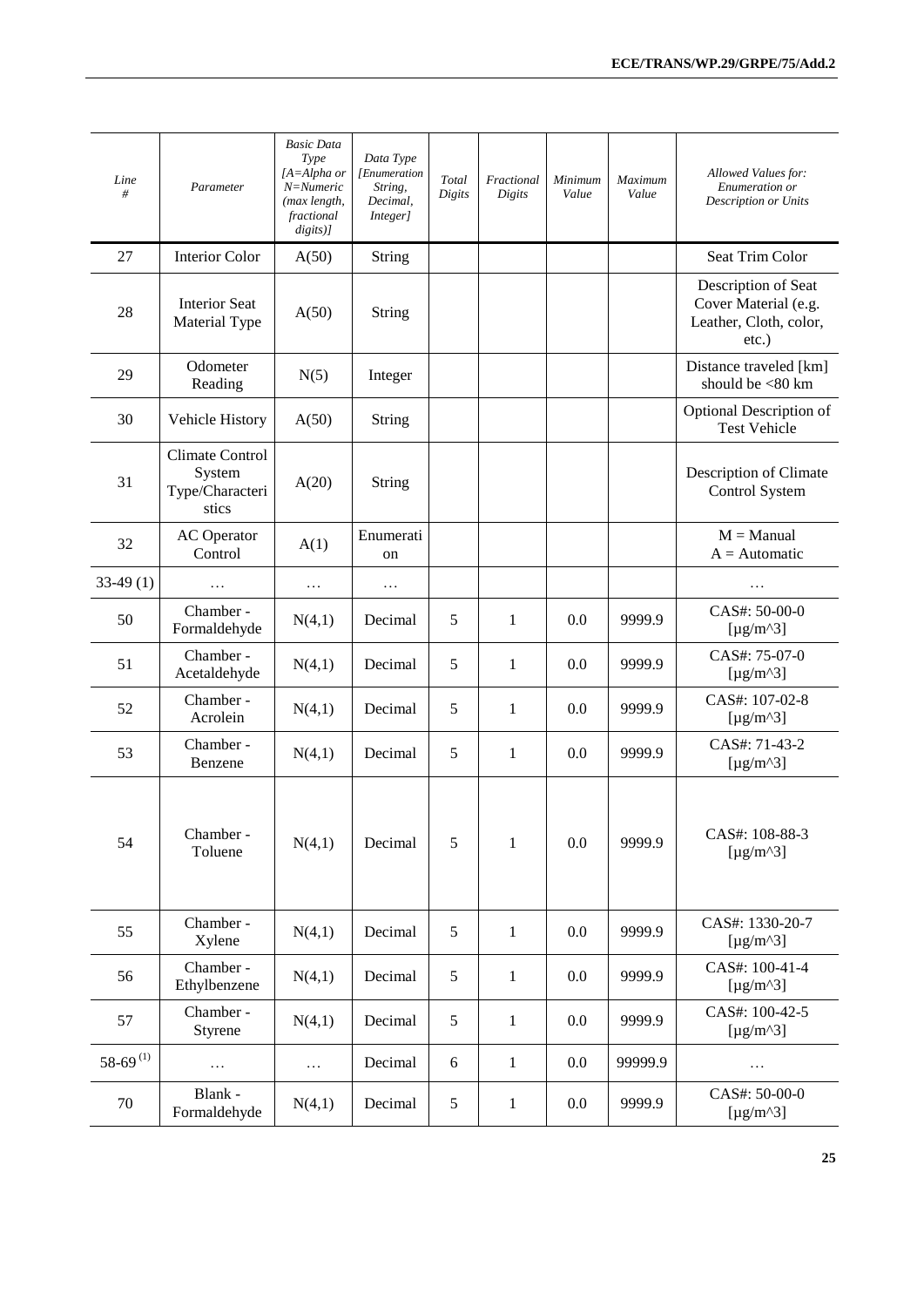| *Line #* | *Parameter* | *Basic Data Type [A=Alpha or N=Numeric (max length, fractional digits)]* | *Data Type [Enumeration String, Decimal, Integer]* | *Total Digits* | *Fractional Digits* | *Minimum Value* | *Maximum Value* | *Allowed Values for: Enumeration or Description or Units* |
|---|---|---|---|---|---|---|---|---|
| 27 | Interior Color | A(50) | String | | | | | Seat Trim Color |
| 28 | Interior Seat Material Type | A(50) | String | | | | | Description of Seat Cover Material (e.g. Leather, Cloth, color, etc.) |
| 29 | Odometer Reading | N(5) | Integer | | | | | Distance traveled [km] should be <80 km |
| 30 | Vehicle History | A(50) | String | | | | | Optional Description of Test Vehicle |
| 31 | Climate Control System Type/Characteristics | A(20) | String | | | | | Description of Climate Control System |
| 32 | AC Operator Control | A(1) | Enumeration | | | | | M = Manual<br>A = Automatic |
| 33-49 (1) | … | … | … | | | | | … |
| 50 | Chamber - Formaldehyde | N(4,1) | Decimal | 5 | 1 | 0.0 | 9999.9 | CAS#: 50-00-0 [µg/m^3] |
| 51 | Chamber - Acetaldehyde | N(4,1) | Decimal | 5 | 1 | 0.0 | 9999.9 | CAS#: 75-07-0 [µg/m^3] |
| 52 | Chamber - Acrolein | N(4,1) | Decimal | 5 | 1 | 0.0 | 9999.9 | CAS#: 107-02-8 [µg/m^3] |
| 53 | Chamber - Benzene | N(4,1) | Decimal | 5 | 1 | 0.0 | 9999.9 | CAS#: 71-43-2 [µg/m^3] |
| 54 | Chamber - Toluene | N(4,1) | Decimal | 5 | 1 | 0.0 | 9999.9 | CAS#: 108-88-3 [µg/m^3] |
| 55 | Chamber - Xylene | N(4,1) | Decimal | 5 | 1 | 0.0 | 9999.9 | CAS#: 1330-20-7 [µg/m^3] |
| 56 | Chamber - Ethylbenzene | N(4,1) | Decimal | 5 | 1 | 0.0 | 9999.9 | CAS#: 100-41-4 [µg/m^3] |
| 57 | Chamber - Styrene | N(4,1) | Decimal | 5 | 1 | 0.0 | 9999.9 | CAS#: 100-42-5 [µg/m^3] |
| 58-69 (1) | … | … | Decimal | 6 | 1 | 0.0 | 99999.9 | … |
| 70 | Blank - Formaldehyde | N(4,1) | Decimal | 5 | 1 | 0.0 | 9999.9 | CAS#: 50-00-0 [µg/m^3] |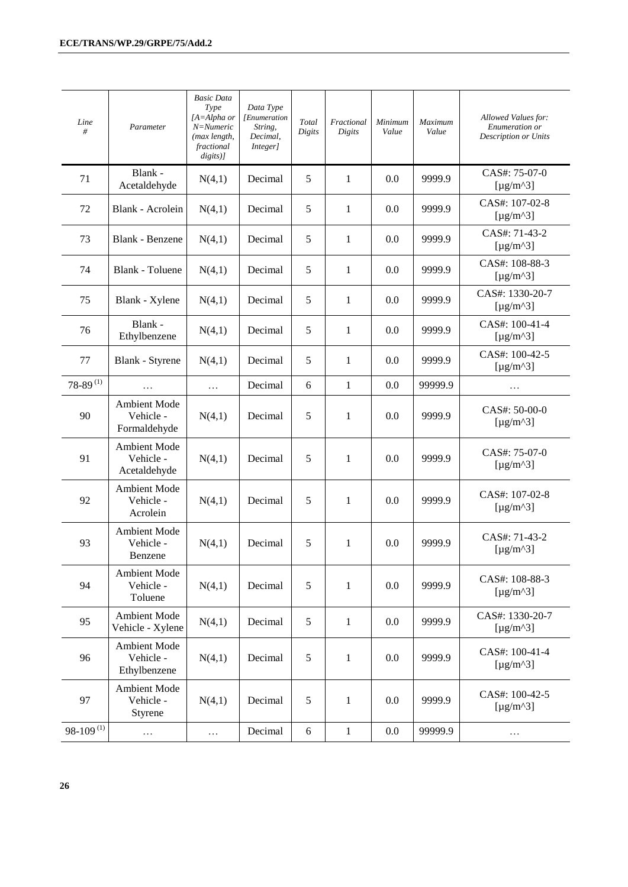| *Line #* | *Parameter* | *Basic Data Type [A=Alpha or N=Numeric (max length, fractional digits)]* | *Data Type [Enumeration String, Decimal, Integer]* | *Total Digits* | *Fractional Digits* | *Minimum Value* | *Maximum Value* | *Allowed Values for: Enumeration or Description or Units* |
|---|---|---|---|---|---|---|---|---|
| 71 | Blank - Acetaldehyde | N(4,1) | Decimal | 5 | 1 | 0.0 | 9999.9 | CAS#: 75-07-0 [µg/m^3] |
| 72 | Blank - Acrolein | N(4,1) | Decimal | 5 | 1 | 0.0 | 9999.9 | CAS#: 107-02-8 [µg/m^3] |
| 73 | Blank - Benzene | N(4,1) | Decimal | 5 | 1 | 0.0 | 9999.9 | CAS#: 71-43-2 [µg/m^3] |
| 74 | Blank - Toluene | N(4,1) | Decimal | 5 | 1 | 0.0 | 9999.9 | CAS#: 108-88-3 [µg/m^3] |
| 75 | Blank - Xylene | N(4,1) | Decimal | 5 | 1 | 0.0 | 9999.9 | CAS#: 1330-20-7 [µg/m^3] |
| 76 | Blank - Ethylbenzene | N(4,1) | Decimal | 5 | 1 | 0.0 | 9999.9 | CAS#: 100-41-4 [µg/m^3] |
| 77 | Blank - Styrene | N(4,1) | Decimal | 5 | 1 | 0.0 | 9999.9 | CAS#: 100-42-5 [µg/m^3] |
| 78-89 (1) | … | … | Decimal | 6 | 1 | 0.0 | 99999.9 | … |
| 90 | Ambient Mode Vehicle - Formaldehyde | N(4,1) | Decimal | 5 | 1 | 0.0 | 9999.9 | CAS#: 50-00-0 [µg/m^3] |
| 91 | Ambient Mode Vehicle - Acetaldehyde | N(4,1) | Decimal | 5 | 1 | 0.0 | 9999.9 | CAS#: 75-07-0 [µg/m^3] |
| 92 | Ambient Mode Vehicle - Acrolein | N(4,1) | Decimal | 5 | 1 | 0.0 | 9999.9 | CAS#: 107-02-8 [µg/m^3] |
| 93 | Ambient Mode Vehicle - Benzene | N(4,1) | Decimal | 5 | 1 | 0.0 | 9999.9 | CAS#: 71-43-2 [µg/m^3] |
| 94 | Ambient Mode Vehicle - Toluene | N(4,1) | Decimal | 5 | 1 | 0.0 | 9999.9 | CAS#: 108-88-3 [µg/m^3] |
| 95 | Ambient Mode Vehicle - Xylene | N(4,1) | Decimal | 5 | 1 | 0.0 | 9999.9 | CAS#: 1330-20-7 [µg/m^3] |
| 96 | Ambient Mode Vehicle - Ethylbenzene | N(4,1) | Decimal | 5 | 1 | 0.0 | 9999.9 | CAS#: 100-41-4 [µg/m^3] |
| 97 | Ambient Mode Vehicle - Styrene | N(4,1) | Decimal | 5 | 1 | 0.0 | 9999.9 | CAS#: 100-42-5 [µg/m^3] |
| 98-109 (1) | … | … | Decimal | 6 | 1 | 0.0 | 99999.9 | … |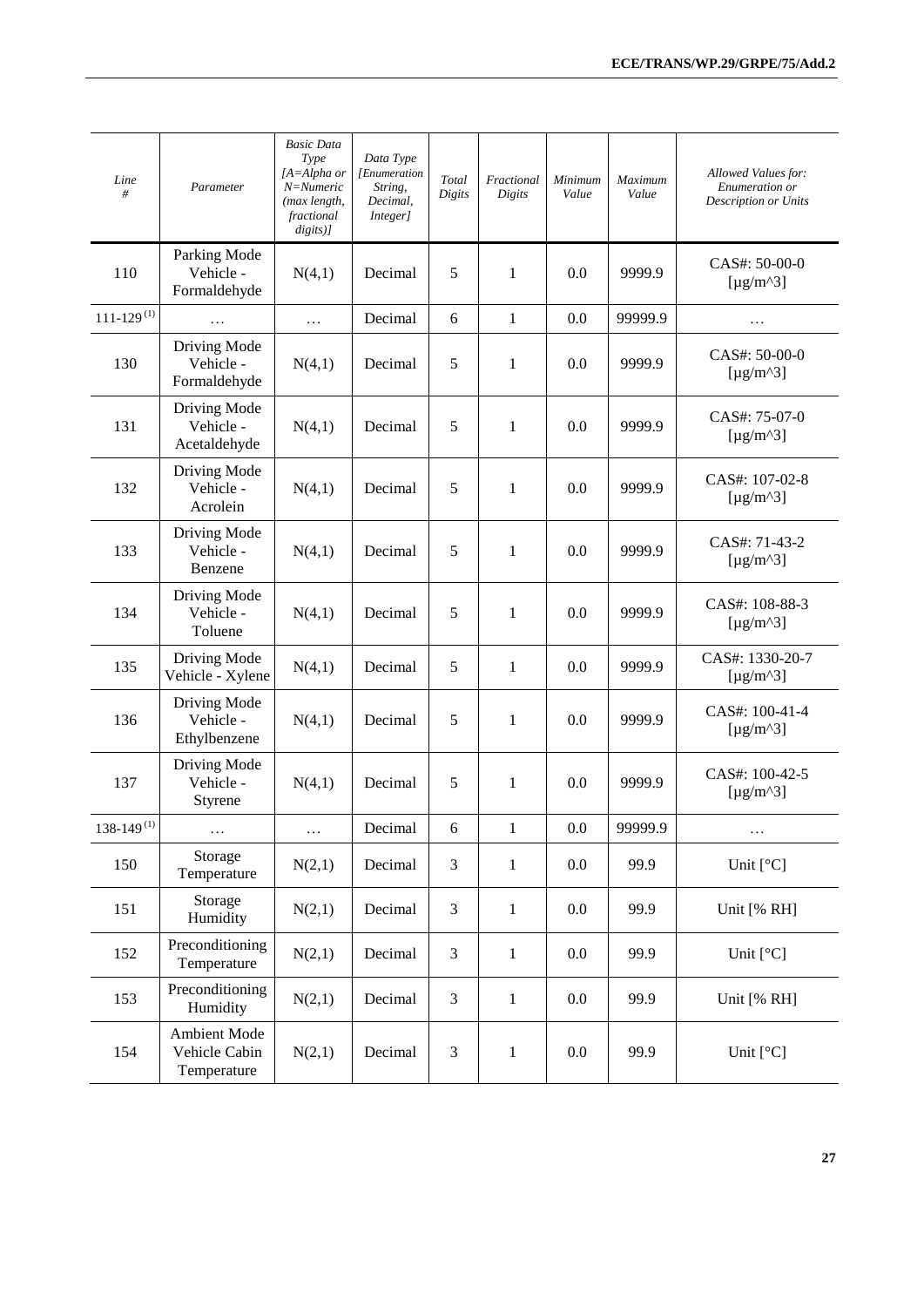| *Line #* | *Parameter* | *Basic Data Type [A=Alpha or N=Numeric (max length, fractional digits)]* | *Data Type [Enumeration String, Decimal, Integer]* | *Total Digits* | *Fractional Digits* | *Minimum Value* | *Maximum Value* | *Allowed Values for: Enumeration or Description or Units* |
|---|---|---|---|---|---|---|---|---|
| 110 | Parking Mode Vehicle - Formaldehyde | N(4,1) | Decimal | 5 | 1 | 0.0 | 9999.9 | CAS#: 50-00-0 [µg/m^3] |
| 111-129 (1) | … | … | Decimal | 6 | 1 | 0.0 | 99999.9 | … |
| 130 | Driving Mode Vehicle - Formaldehyde | N(4,1) | Decimal | 5 | 1 | 0.0 | 9999.9 | CAS#: 50-00-0 [µg/m^3] |
| 131 | Driving Mode Vehicle - Acetaldehyde | N(4,1) | Decimal | 5 | 1 | 0.0 | 9999.9 | CAS#: 75-07-0 [µg/m^3] |
| 132 | Driving Mode Vehicle - Acrolein | N(4,1) | Decimal | 5 | 1 | 0.0 | 9999.9 | CAS#: 107-02-8 [µg/m^3] |
| 133 | Driving Mode Vehicle - Benzene | N(4,1) | Decimal | 5 | 1 | 0.0 | 9999.9 | CAS#: 71-43-2 [µg/m^3] |
| 134 | Driving Mode Vehicle - Toluene | N(4,1) | Decimal | 5 | 1 | 0.0 | 9999.9 | CAS#: 108-88-3 [µg/m^3] |
| 135 | Driving Mode Vehicle - Xylene | N(4,1) | Decimal | 5 | 1 | 0.0 | 9999.9 | CAS#: 1330-20-7 [µg/m^3] |
| 136 | Driving Mode Vehicle - Ethylbenzene | N(4,1) | Decimal | 5 | 1 | 0.0 | 9999.9 | CAS#: 100-41-4 [µg/m^3] |
| 137 | Driving Mode Vehicle - Styrene | N(4,1) | Decimal | 5 | 1 | 0.0 | 9999.9 | CAS#: 100-42-5 [µg/m^3] |
| 138-149 (1) | … | … | Decimal | 6 | 1 | 0.0 | 99999.9 | … |
| 150 | Storage Temperature | N(2,1) | Decimal | 3 | 1 | 0.0 | 99.9 | Unit [°C] |
| 151 | Storage Humidity | N(2,1) | Decimal | 3 | 1 | 0.0 | 99.9 | Unit [% RH] |
| 152 | Preconditioning Temperature | N(2,1) | Decimal | 3 | 1 | 0.0 | 99.9 | Unit [°C] |
| 153 | Preconditioning Humidity | N(2,1) | Decimal | 3 | 1 | 0.0 | 99.9 | Unit [% RH] |
| 154 | Ambient Mode Vehicle Cabin Temperature | N(2,1) | Decimal | 3 | 1 | 0.0 | 99.9 | Unit [°C] |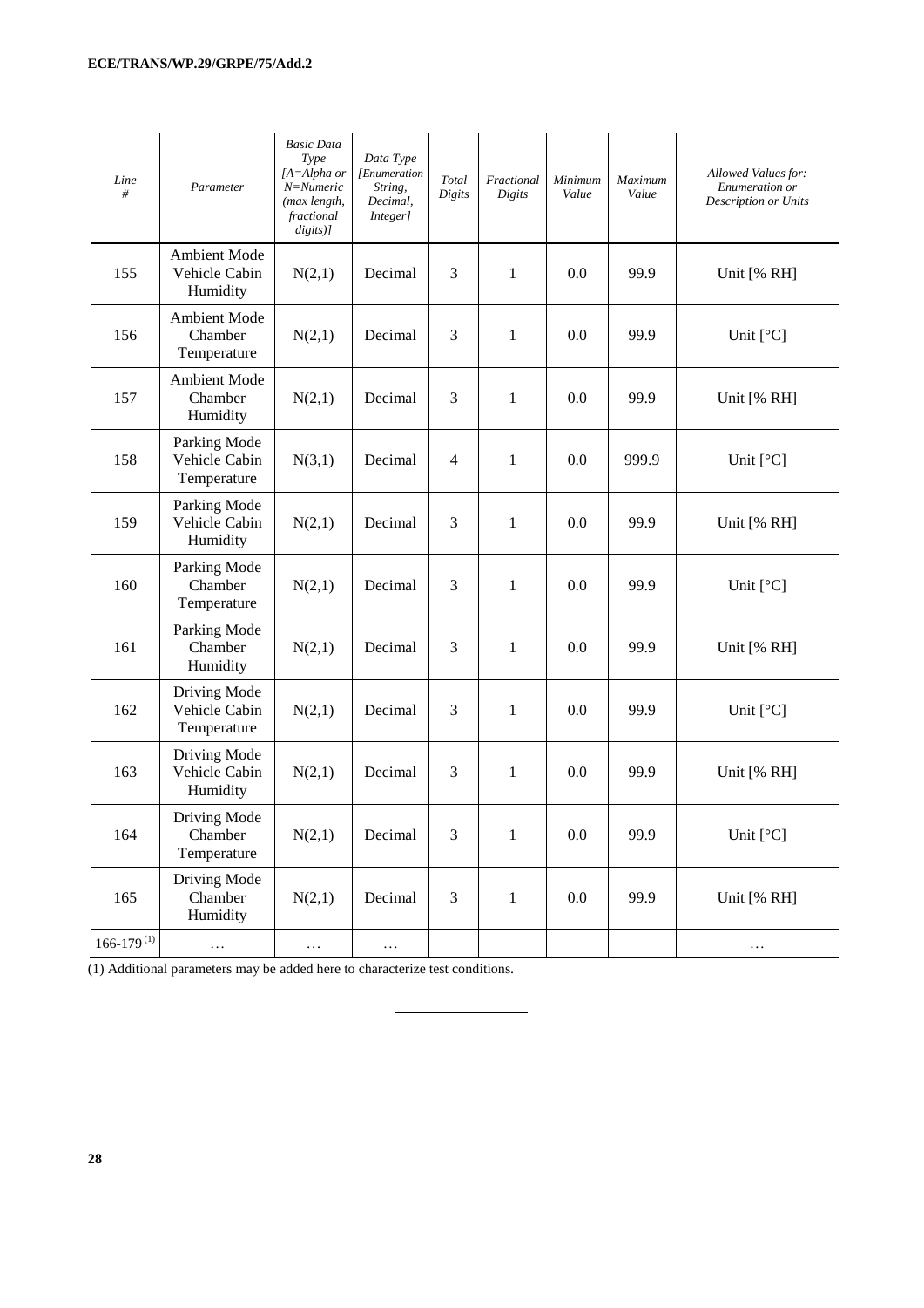| Line # | Parameter | Basic Data Type [A=Alpha or N=Numeric (max length, fractional digits)] | Data Type [Enumeration String, Decimal, Integer] | Total Digits | Fractional Digits | Minimum Value | Maximum Value | Allowed Values for: Enumeration or Description or Units |
|---|---|---|---|---|---|---|---|---|
| 155 | Ambient Mode Vehicle Cabin Humidity | N(2,1) | Decimal | 3 | 1 | 0.0 | 99.9 | Unit [% RH] |
| 156 | Ambient Mode Chamber Temperature | N(2,1) | Decimal | 3 | 1 | 0.0 | 99.9 | Unit [°C] |
| 157 | Ambient Mode Chamber Humidity | N(2,1) | Decimal | 3 | 1 | 0.0 | 99.9 | Unit [% RH] |
| 158 | Parking Mode Vehicle Cabin Temperature | N(3,1) | Decimal | 4 | 1 | 0.0 | 999.9 | Unit [°C] |
| 159 | Parking Mode Vehicle Cabin Humidity | N(2,1) | Decimal | 3 | 1 | 0.0 | 99.9 | Unit [% RH] |
| 160 | Parking Mode Chamber Temperature | N(2,1) | Decimal | 3 | 1 | 0.0 | 99.9 | Unit [°C] |
| 161 | Parking Mode Chamber Humidity | N(2,1) | Decimal | 3 | 1 | 0.0 | 99.9 | Unit [% RH] |
| 162 | Driving Mode Vehicle Cabin Temperature | N(2,1) | Decimal | 3 | 1 | 0.0 | 99.9 | Unit [°C] |
| 163 | Driving Mode Vehicle Cabin Humidity | N(2,1) | Decimal | 3 | 1 | 0.0 | 99.9 | Unit [% RH] |
| 164 | Driving Mode Chamber Temperature | N(2,1) | Decimal | 3 | 1 | 0.0 | 99.9 | Unit [°C] |
| 165 | Driving Mode Chamber Humidity | N(2,1) | Decimal | 3 | 1 | 0.0 | 99.9 | Unit [% RH] |
| 166-179 (1) | … | … | … | | | | | … |

(1) Additional parameters may be added here to characterize test conditions.